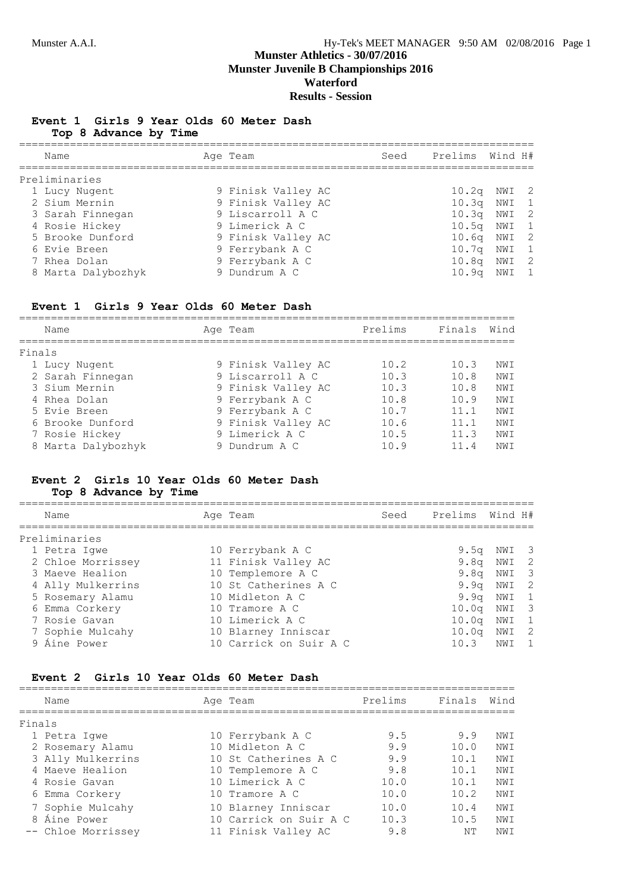# Munster Athletics - 30/07/2016
## Munster Juvenile B Championships 2016
## Waterford
## Results - Session

### Event 1 Girls 9 Year Olds 60 Meter Dash
**Top 8 Advance by Time**

| Name | Age | Team | Seed | Prelims | Wind | H# |
|---|---|---|---|---|---|---|
| **Preliminaries** | | | | | | |
| 1 Lucy Nugent | 9 | Finisk Valley AC | | 10.2q | NWI | 2 |
| 2 Sium Mernin | 9 | Finisk Valley AC | | 10.3q | NWI | 1 |
| 3 Sarah Finnegan | 9 | Liscarroll A C | | 10.3q | NWI | 2 |
| 4 Rosie Hickey | 9 | Limerick A C | | 10.5q | NWI | 1 |
| 5 Brooke Dunford | 9 | Finisk Valley AC | | 10.6q | NWI | 2 |
| 6 Evie Breen | 9 | Ferrybank A C | | 10.7q | NWI | 1 |
| 7 Rhea Dolan | 9 | Ferrybank A C | | 10.8q | NWI | 2 |
| 8 Marta Dalybozhyk | 9 | Dundrum A C | | 10.9q | NWI | 1 |

### Event 1 Girls 9 Year Olds 60 Meter Dash

| Name | Age | Team | Prelims | Finals | Wind |
|---|---|---|---|---|---|
| **Finals** | | | | | |
| 1 Lucy Nugent | 9 | Finisk Valley AC | 10.2 | 10.3 | NWI |
| 2 Sarah Finnegan | 9 | Liscarroll A C | 10.3 | 10.8 | NWI |
| 3 Sium Mernin | 9 | Finisk Valley AC | 10.3 | 10.8 | NWI |
| 4 Rhea Dolan | 9 | Ferrybank A C | 10.8 | 10.9 | NWI |
| 5 Evie Breen | 9 | Ferrybank A C | 10.7 | 11.1 | NWI |
| 6 Brooke Dunford | 9 | Finisk Valley AC | 10.6 | 11.1 | NWI |
| 7 Rosie Hickey | 9 | Limerick A C | 10.5 | 11.3 | NWI |
| 8 Marta Dalybozhyk | 9 | Dundrum A C | 10.9 | 11.4 | NWI |

### Event 2 Girls 10 Year Olds 60 Meter Dash
**Top 8 Advance by Time**

| Name | Age | Team | Seed | Prelims | Wind | H# |
|---|---|---|---|---|---|---|
| **Preliminaries** | | | | | | |
| 1 Petra Igwe | 10 | Ferrybank A C | | 9.5q | NWI | 3 |
| 2 Chloe Morrissey | 11 | Finisk Valley AC | | 9.8q | NWI | 2 |
| 3 Maeve Healion | 10 | Templemore A C | | 9.8q | NWI | 3 |
| 4 Ally Mulkerrins | 10 | St Catherines A C | | 9.9q | NWI | 2 |
| 5 Rosemary Alamu | 10 | Midleton A C | | 9.9q | NWI | 1 |
| 6 Emma Corkery | 10 | Tramore A C | | 10.0q | NWI | 3 |
| 7 Rosie Gavan | 10 | Limerick A C | | 10.0q | NWI | 1 |
| 7 Sophie Mulcahy | 10 | Blarney Inniscar | | 10.0q | NWI | 2 |
| 9 Áine Power | 10 | Carrick on Suir A C | | 10.3 | NWI | 1 |

### Event 2 Girls 10 Year Olds 60 Meter Dash

| Name | Age | Team | Prelims | Finals | Wind |
|---|---|---|---|---|---|
| **Finals** | | | | | |
| 1 Petra Igwe | 10 | Ferrybank A C | 9.5 | 9.9 | NWI |
| 2 Rosemary Alamu | 10 | Midleton A C | 9.9 | 10.0 | NWI |
| 3 Ally Mulkerrins | 10 | St Catherines A C | 9.9 | 10.1 | NWI |
| 4 Maeve Healion | 10 | Templemore A C | 9.8 | 10.1 | NWI |
| 4 Rosie Gavan | 10 | Limerick A C | 10.0 | 10.1 | NWI |
| 6 Emma Corkery | 10 | Tramore A C | 10.0 | 10.2 | NWI |
| 7 Sophie Mulcahy | 10 | Blarney Inniscar | 10.0 | 10.4 | NWI |
| 8 Áine Power | 10 | Carrick on Suir A C | 10.3 | 10.5 | NWI |
| -- Chloe Morrissey | 11 | Finisk Valley AC | 9.8 | NT | NWI |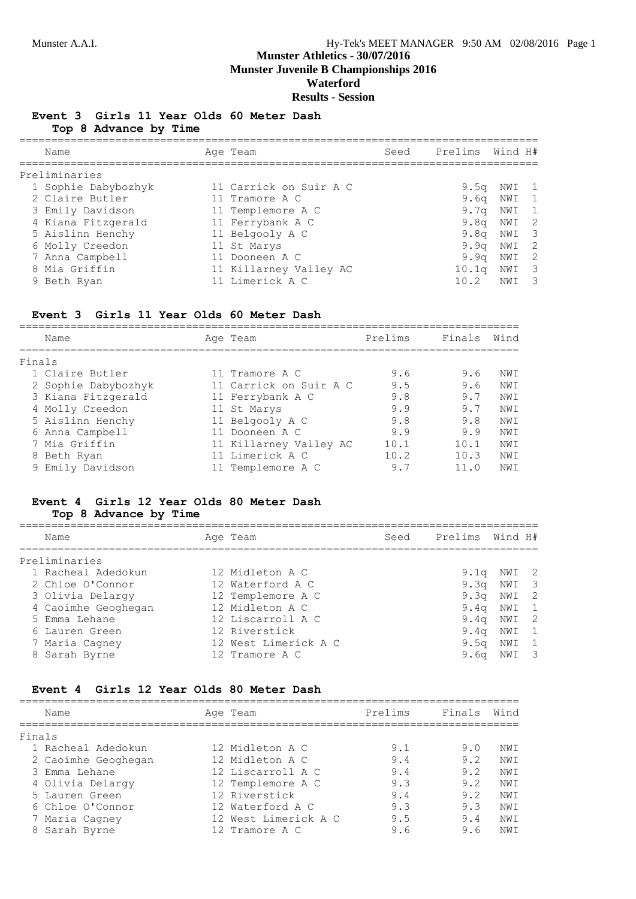# Munster Athletics - 30/07/2016
## Munster Juvenile B Championships 2016
## Waterford
## Results - Session

### Event 3 Girls 11 Year Olds 60 Meter Dash
**Top 8 Advance by Time**

| | Name | Age | Team | Seed | Prelims | Wind | H# |
|---|---|---|---|---|---|---|---|
| **Preliminaries** | | | | | | | |
| 1 | Sophie Dabybozhyk | 11 | Carrick on Suir A C | | 9.5q | NWI | 1 |
| 2 | Claire Butler | 11 | Tramore A C | | 9.6q | NWI | 1 |
| 3 | Emily Davidson | 11 | Templemore A C | | 9.7q | NWI | 1 |
| 4 | Kiana Fitzgerald | 11 | Ferrybank A C | | 9.8q | NWI | 2 |
| 5 | Aislinn Henchy | 11 | Belgooly A C | | 9.8q | NWI | 3 |
| 6 | Molly Creedon | 11 | St Marys | | 9.9q | NWI | 2 |
| 7 | Anna Campbell | 11 | Dooneen A C | | 9.9q | NWI | 2 |
| 8 | Mia Griffin | 11 | Killarney Valley AC | | 10.1q | NWI | 3 |
| 9 | Beth Ryan | 11 | Limerick A C | | 10.2 | NWI | 3 |

### Event 3 Girls 11 Year Olds 60 Meter Dash

| | Name | Age | Team | Prelims | Finals | Wind |
|---|---|---|---|---|---|---|
| **Finals** | | | | | | |
| 1 | Claire Butler | 11 | Tramore A C | 9.6 | 9.6 | NWI |
| 2 | Sophie Dabybozhyk | 11 | Carrick on Suir A C | 9.5 | 9.6 | NWI |
| 3 | Kiana Fitzgerald | 11 | Ferrybank A C | 9.8 | 9.7 | NWI |
| 4 | Molly Creedon | 11 | St Marys | 9.9 | 9.7 | NWI |
| 5 | Aislinn Henchy | 11 | Belgooly A C | 9.8 | 9.8 | NWI |
| 6 | Anna Campbell | 11 | Dooneen A C | 9.9 | 9.9 | NWI |
| 7 | Mia Griffin | 11 | Killarney Valley AC | 10.1 | 10.1 | NWI |
| 8 | Beth Ryan | 11 | Limerick A C | 10.2 | 10.3 | NWI |
| 9 | Emily Davidson | 11 | Templemore A C | 9.7 | 11.0 | NWI |

### Event 4 Girls 12 Year Olds 80 Meter Dash
**Top 8 Advance by Time**

| | Name | Age | Team | Seed | Prelims | Wind | H# |
|---|---|---|---|---|---|---|---|
| **Preliminaries** | | | | | | | |
| 1 | Racheal Adedokun | 12 | Midleton A C | | 9.1q | NWI | 2 |
| 2 | Chloe O'Connor | 12 | Waterford A C | | 9.3q | NWI | 3 |
| 3 | Olivia Delargy | 12 | Templemore A C | | 9.3q | NWI | 2 |
| 4 | Caoimhe Geoghegan | 12 | Midleton A C | | 9.4q | NWI | 1 |
| 5 | Emma Lehane | 12 | Liscarroll A C | | 9.4q | NWI | 2 |
| 6 | Lauren Green | 12 | Riverstick | | 9.4q | NWI | 1 |
| 7 | Maria Cagney | 12 | West Limerick A C | | 9.5q | NWI | 1 |
| 8 | Sarah Byrne | 12 | Tramore A C | | 9.6q | NWI | 3 |

### Event 4 Girls 12 Year Olds 80 Meter Dash

| | Name | Age | Team | Prelims | Finals | Wind |
|---|---|---|---|---|---|---|
| **Finals** | | | | | | |
| 1 | Racheal Adedokun | 12 | Midleton A C | 9.1 | 9.0 | NWI |
| 2 | Caoimhe Geoghegan | 12 | Midleton A C | 9.4 | 9.2 | NWI |
| 3 | Emma Lehane | 12 | Liscarroll A C | 9.4 | 9.2 | NWI |
| 4 | Olivia Delargy | 12 | Templemore A C | 9.3 | 9.2 | NWI |
| 5 | Lauren Green | 12 | Riverstick | 9.4 | 9.2 | NWI |
| 6 | Chloe O'Connor | 12 | Waterford A C | 9.3 | 9.3 | NWI |
| 7 | Maria Cagney | 12 | West Limerick A C | 9.5 | 9.4 | NWI |
| 8 | Sarah Byrne | 12 | Tramore A C | 9.6 | 9.6 | NWI |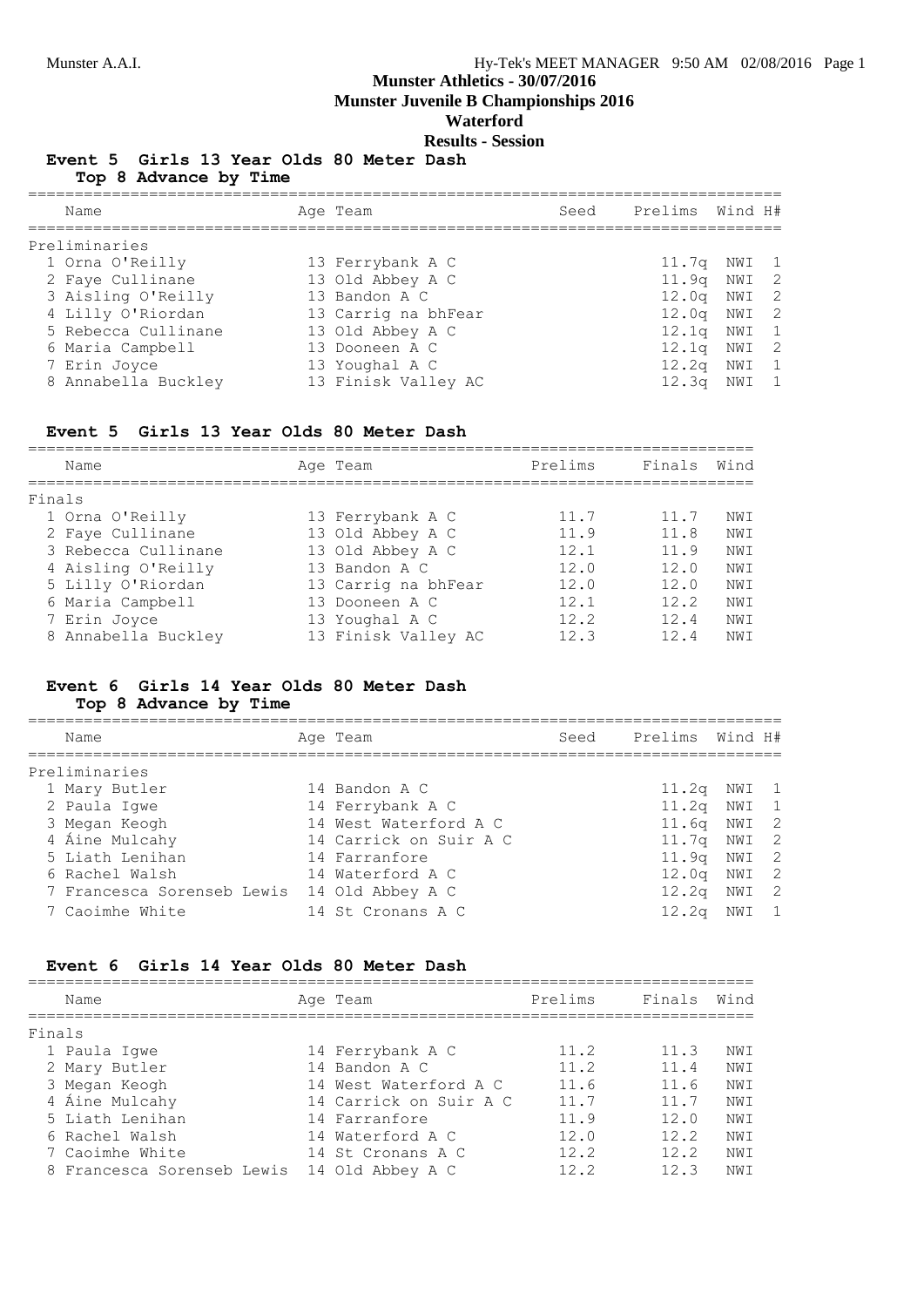# Munster Athletics - 30/07/2016
## Munster Juvenile B Championships 2016
## Waterford
### Results - Session

**Event 5 Girls 13 Year Olds 80 Meter Dash**
**Top 8 Advance by Time**

| | Name | Age | Team | Seed | Prelims | Wind | H# |
|---|---|---|---|---|---|---|---|
| **Preliminaries** | | | | | | | |
| 1 | Orna O'Reilly | 13 | Ferrybank A C | | 11.7q | NWI | 1 |
| 2 | Faye Cullinane | 13 | Old Abbey A C | | 11.9q | NWI | 2 |
| 3 | Aisling O'Reilly | 13 | Bandon A C | | 12.0q | NWI | 2 |
| 4 | Lilly O'Riordan | 13 | Carrig na bhFear | | 12.0q | NWI | 2 |
| 5 | Rebecca Cullinane | 13 | Old Abbey A C | | 12.1q | NWI | 1 |
| 6 | Maria Campbell | 13 | Dooneen A C | | 12.1q | NWI | 2 |
| 7 | Erin Joyce | 13 | Youghal A C | | 12.2q | NWI | 1 |
| 8 | Annabella Buckley | 13 | Finisk Valley AC | | 12.3q | NWI | 1 |

**Event 5 Girls 13 Year Olds 80 Meter Dash**

| | Name | Age | Team | Prelims | Finals | Wind |
|---|---|---|---|---|---|---|
| **Finals** | | | | | | |
| 1 | Orna O'Reilly | 13 | Ferrybank A C | 11.7 | 11.7 | NWI |
| 2 | Faye Cullinane | 13 | Old Abbey A C | 11.9 | 11.8 | NWI |
| 3 | Rebecca Cullinane | 13 | Old Abbey A C | 12.1 | 11.9 | NWI |
| 4 | Aisling O'Reilly | 13 | Bandon A C | 12.0 | 12.0 | NWI |
| 5 | Lilly O'Riordan | 13 | Carrig na bhFear | 12.0 | 12.0 | NWI |
| 6 | Maria Campbell | 13 | Dooneen A C | 12.1 | 12.2 | NWI |
| 7 | Erin Joyce | 13 | Youghal A C | 12.2 | 12.4 | NWI |
| 8 | Annabella Buckley | 13 | Finisk Valley AC | 12.3 | 12.4 | NWI |

**Event 6 Girls 14 Year Olds 80 Meter Dash**
**Top 8 Advance by Time**

| | Name | Age | Team | Seed | Prelims | Wind | H# |
|---|---|---|---|---|---|---|---|
| **Preliminaries** | | | | | | | |
| 1 | Mary Butler | 14 | Bandon A C | | 11.2q | NWI | 1 |
| 2 | Paula Igwe | 14 | Ferrybank A C | | 11.2q | NWI | 1 |
| 3 | Megan Keogh | 14 | West Waterford A C | | 11.6q | NWI | 2 |
| 4 | Áine Mulcahy | 14 | Carrick on Suir A C | | 11.7q | NWI | 2 |
| 5 | Liath Lenihan | 14 | Farranfore | | 11.9q | NWI | 2 |
| 6 | Rachel Walsh | 14 | Waterford A C | | 12.0q | NWI | 2 |
| 7 | Francesca Sorenseb Lewis | 14 | Old Abbey A C | | 12.2q | NWI | 2 |
| 7 | Caoimhe White | 14 | St Cronans A C | | 12.2q | NWI | 1 |

**Event 6 Girls 14 Year Olds 80 Meter Dash**

| | Name | Age | Team | Prelims | Finals | Wind |
|---|---|---|---|---|---|---|
| **Finals** | | | | | | |
| 1 | Paula Igwe | 14 | Ferrybank A C | 11.2 | 11.3 | NWI |
| 2 | Mary Butler | 14 | Bandon A C | 11.2 | 11.4 | NWI |
| 3 | Megan Keogh | 14 | West Waterford A C | 11.6 | 11.6 | NWI |
| 4 | Áine Mulcahy | 14 | Carrick on Suir A C | 11.7 | 11.7 | NWI |
| 5 | Liath Lenihan | 14 | Farranfore | 11.9 | 12.0 | NWI |
| 6 | Rachel Walsh | 14 | Waterford A C | 12.0 | 12.2 | NWI |
| 7 | Caoimhe White | 14 | St Cronans A C | 12.2 | 12.2 | NWI |
| 8 | Francesca Sorenseb Lewis | 14 | Old Abbey A C | 12.2 | 12.3 | NWI |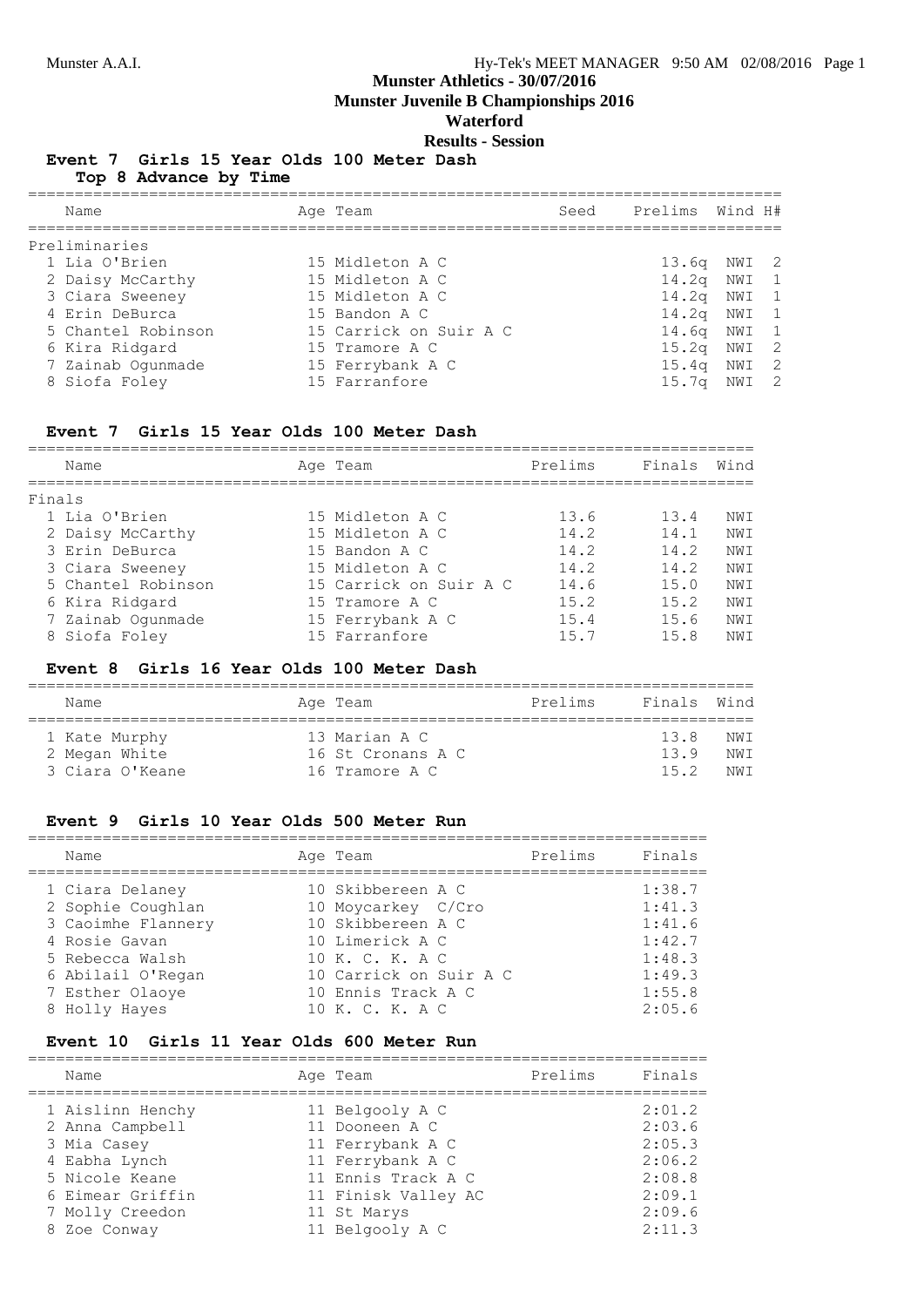Munster Athletics - 30/07/2016
Munster Juvenile B Championships 2016
Waterford
Results - Session

### Event 7 Girls 15 Year Olds 100 Meter Dash

**Top 8 Advance by Time**

| Name | Age | Team | Seed | Prelims | Wind | H# |
|---|---|---|---|---|---|---|
| **Preliminaries** | | | | | | |
| 1 Lia O'Brien | 15 | Midleton A C | | 13.6q | NWI | 2 |
| 2 Daisy McCarthy | 15 | Midleton A C | | 14.2q | NWI | 1 |
| 3 Ciara Sweeney | 15 | Midleton A C | | 14.2q | NWI | 1 |
| 4 Erin DeBurca | 15 | Bandon A C | | 14.2q | NWI | 1 |
| 5 Chantel Robinson | 15 | Carrick on Suir A C | | 14.6q | NWI | 1 |
| 6 Kira Ridgard | 15 | Tramore A C | | 15.2q | NWI | 2 |
| 7 Zainab Ogunmade | 15 | Ferrybank A C | | 15.4q | NWI | 2 |
| 8 Siofa Foley | 15 | Farranfore | | 15.7q | NWI | 2 |

### Event 7 Girls 15 Year Olds 100 Meter Dash

| Name | Age | Team | Prelims | Finals | Wind |
|---|---|---|---|---|---|
| **Finals** | | | | | |
| 1 Lia O'Brien | 15 | Midleton A C | 13.6 | 13.4 | NWI |
| 2 Daisy McCarthy | 15 | Midleton A C | 14.2 | 14.1 | NWI |
| 3 Erin DeBurca | 15 | Bandon A C | 14.2 | 14.2 | NWI |
| 3 Ciara Sweeney | 15 | Midleton A C | 14.2 | 14.2 | NWI |
| 5 Chantel Robinson | 15 | Carrick on Suir A C | 14.6 | 15.0 | NWI |
| 6 Kira Ridgard | 15 | Tramore A C | 15.2 | 15.2 | NWI |
| 7 Zainab Ogunmade | 15 | Ferrybank A C | 15.4 | 15.6 | NWI |
| 8 Siofa Foley | 15 | Farranfore | 15.7 | 15.8 | NWI |

### Event 8 Girls 16 Year Olds 100 Meter Dash

| Name | Age | Team | Prelims | Finals | Wind |
|---|---|---|---|---|---|
| 1 Kate Murphy | 13 | Marian A C | | 13.8 | NWI |
| 2 Megan White | 16 | St Cronans A C | | 13.9 | NWI |
| 3 Ciara O'Keane | 16 | Tramore A C | | 15.2 | NWI |

### Event 9 Girls 10 Year Olds 500 Meter Run

| Name | Age | Team | Prelims | Finals |
|---|---|---|---|---|
| 1 Ciara Delaney | 10 | Skibbereen A C | | 1:38.7 |
| 2 Sophie Coughlan | 10 | Moycarkey C/Cro | | 1:41.3 |
| 3 Caoimhe Flannery | 10 | Skibbereen A C | | 1:41.6 |
| 4 Rosie Gavan | 10 | Limerick A C | | 1:42.7 |
| 5 Rebecca Walsh | 10 | K. C. K. A C | | 1:48.3 |
| 6 Abilail O'Regan | 10 | Carrick on Suir A C | | 1:49.3 |
| 7 Esther Olaoye | 10 | Ennis Track A C | | 1:55.8 |
| 8 Holly Hayes | 10 | K. C. K. A C | | 2:05.6 |

### Event 10 Girls 11 Year Olds 600 Meter Run

| Name | Age | Team | Prelims | Finals |
|---|---|---|---|---|
| 1 Aislinn Henchy | 11 | Belgooly A C | | 2:01.2 |
| 2 Anna Campbell | 11 | Dooneen A C | | 2:03.6 |
| 3 Mia Casey | 11 | Ferrybank A C | | 2:05.3 |
| 4 Eabha Lynch | 11 | Ferrybank A C | | 2:06.2 |
| 5 Nicole Keane | 11 | Ennis Track A C | | 2:08.8 |
| 6 Eimear Griffin | 11 | Finisk Valley AC | | 2:09.1 |
| 7 Molly Creedon | 11 | St Marys | | 2:09.6 |
| 8 Zoe Conway | 11 | Belgooly A C | | 2:11.3 |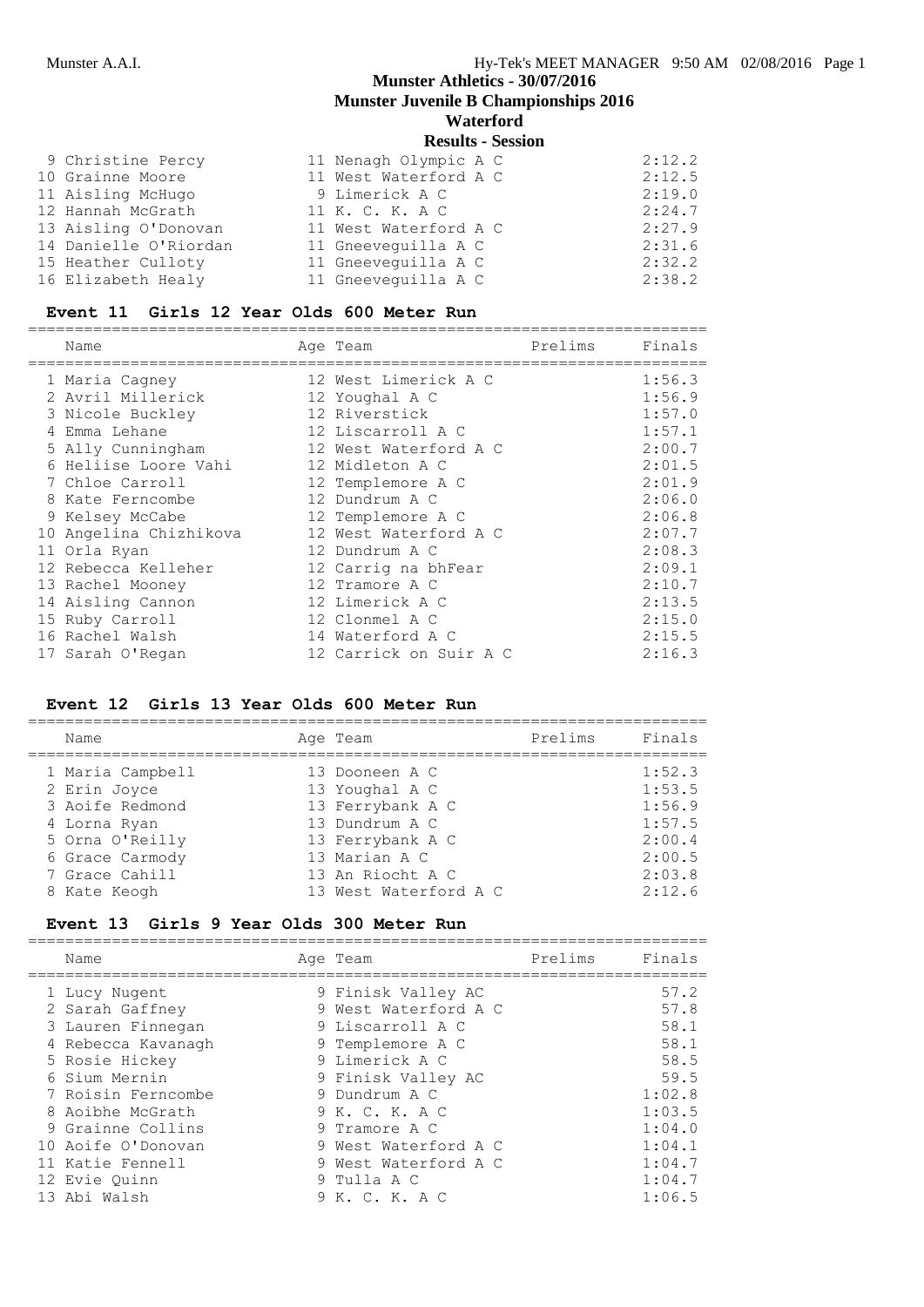## Munster Athletics - 30/07/2016
## Munster Juvenile B Championships 2016
## Waterford
## Results - Session

| Name | Age | Team | Prelims | Finals |
|---|---|---|---|---|
| 9 Christine Percy | 11 | Nenagh Olympic A C | | 2:12.2 |
| 10 Grainne Moore | 11 | West Waterford A C | | 2:12.5 |
| 11 Aisling McHugo | 9 | Limerick A C | | 2:19.0 |
| 12 Hannah McGrath | 11 | K. C. K. A C | | 2:24.7 |
| 13 Aisling O'Donovan | 11 | West Waterford A C | | 2:27.9 |
| 14 Danielle O'Riordan | 11 | Gneeveguilla A C | | 2:31.6 |
| 15 Heather Culloty | 11 | Gneeveguilla A C | | 2:32.2 |
| 16 Elizabeth Healy | 11 | Gneeveguilla A C | | 2:38.2 |

### Event 11 Girls 12 Year Olds 600 Meter Run

| Name | Age | Team | Prelims | Finals |
|---|---|---|---|---|
| 1 Maria Cagney | 12 | West Limerick A C | | 1:56.3 |
| 2 Avril Millerick | 12 | Youghal A C | | 1:56.9 |
| 3 Nicole Buckley | 12 | Riverstick | | 1:57.0 |
| 4 Emma Lehane | 12 | Liscarroll A C | | 1:57.1 |
| 5 Ally Cunningham | 12 | West Waterford A C | | 2:00.7 |
| 6 Heliise Loore Vahi | 12 | Midleton A C | | 2:01.5 |
| 7 Chloe Carroll | 12 | Templemore A C | | 2:01.9 |
| 8 Kate Ferncombe | 12 | Dundrum A C | | 2:06.0 |
| 9 Kelsey McCabe | 12 | Templemore A C | | 2:06.8 |
| 10 Angelina Chizhikova | 12 | West Waterford A C | | 2:07.7 |
| 11 Orla Ryan | 12 | Dundrum A C | | 2:08.3 |
| 12 Rebecca Kelleher | 12 | Carrig na bhFear | | 2:09.1 |
| 13 Rachel Mooney | 12 | Tramore A C | | 2:10.7 |
| 14 Aisling Cannon | 12 | Limerick A C | | 2:13.5 |
| 15 Ruby Carroll | 12 | Clonmel A C | | 2:15.0 |
| 16 Rachel Walsh | 14 | Waterford A C | | 2:15.5 |
| 17 Sarah O'Regan | 12 | Carrick on Suir A C | | 2:16.3 |

### Event 12 Girls 13 Year Olds 600 Meter Run

| Name | Age | Team | Prelims | Finals |
|---|---|---|---|---|
| 1 Maria Campbell | 13 | Dooneen A C | | 1:52.3 |
| 2 Erin Joyce | 13 | Youghal A C | | 1:53.5 |
| 3 Aoife Redmond | 13 | Ferrybank A C | | 1:56.9 |
| 4 Lorna Ryan | 13 | Dundrum A C | | 1:57.5 |
| 5 Orna O'Reilly | 13 | Ferrybank A C | | 2:00.4 |
| 6 Grace Carmody | 13 | Marian A C | | 2:00.5 |
| 7 Grace Cahill | 13 | An Riocht A C | | 2:03.8 |
| 8 Kate Keogh | 13 | West Waterford A C | | 2:12.6 |

### Event 13 Girls 9 Year Olds 300 Meter Run

| Name | Age | Team | Prelims | Finals |
|---|---|---|---|---|
| 1 Lucy Nugent | 9 | Finisk Valley AC | | 57.2 |
| 2 Sarah Gaffney | 9 | West Waterford A C | | 57.8 |
| 3 Lauren Finnegan | 9 | Liscarroll A C | | 58.1 |
| 4 Rebecca Kavanagh | 9 | Templemore A C | | 58.1 |
| 5 Rosie Hickey | 9 | Limerick A C | | 58.5 |
| 6 Sium Mernin | 9 | Finisk Valley AC | | 59.5 |
| 7 Roisin Ferncombe | 9 | Dundrum A C | | 1:02.8 |
| 8 Aoibhe McGrath | 9 | K. C. K. A C | | 1:03.5 |
| 9 Grainne Collins | 9 | Tramore A C | | 1:04.0 |
| 10 Aoife O'Donovan | 9 | West Waterford A C | | 1:04.1 |
| 11 Katie Fennell | 9 | West Waterford A C | | 1:04.7 |
| 12 Evie Quinn | 9 | Tulla A C | | 1:04.7 |
| 13 Abi Walsh | 9 | K. C. K. A C | | 1:06.5 |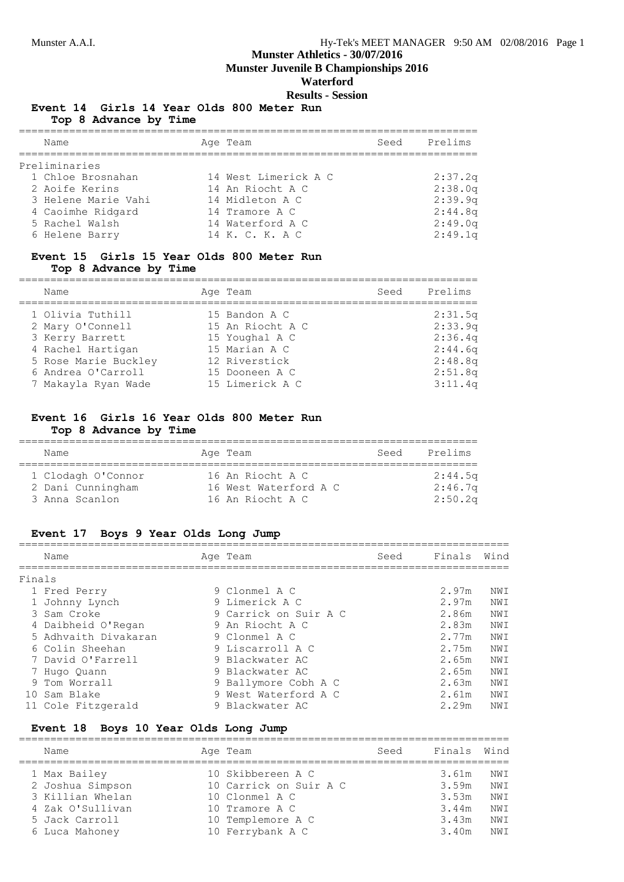**Munster Athletics - 30/07/2016**

**Munster Juvenile B Championships 2016**

**Waterford**

**Results - Session**

## Event 14 Girls 14 Year Olds 800 Meter Run

**Top 8 Advance by Time**

| Name | Age | Team | Seed | Prelims |
|---|---|---|---|---|
| **Preliminaries** | | | | |
| 1 Chloe Brosnahan | 14 | West Limerick A C | | 2:37.2q |
| 2 Aoife Kerins | 14 | An Riocht A C | | 2:38.0q |
| 3 Helene Marie Vahi | 14 | Midleton A C | | 2:39.9q |
| 4 Caoimhe Ridgard | 14 | Tramore A C | | 2:44.8q |
| 5 Rachel Walsh | 14 | Waterford A C | | 2:49.0q |
| 6 Helene Barry | 14 | K. C. K. A C | | 2:49.1q |

## Event 15 Girls 15 Year Olds 800 Meter Run

**Top 8 Advance by Time**

| Name | Age | Team | Seed | Prelims |
|---|---|---|---|---|
| 1 Olivia Tuthill | 15 | Bandon A C | | 2:31.5q |
| 2 Mary O'Connell | 15 | An Riocht A C | | 2:33.9q |
| 3 Kerry Barrett | 15 | Youghal A C | | 2:36.4q |
| 4 Rachel Hartigan | 15 | Marian A C | | 2:44.6q |
| 5 Rose Marie Buckley | 12 | Riverstick | | 2:48.8q |
| 6 Andrea O'Carroll | 15 | Dooneen A C | | 2:51.8q |
| 7 Makayla Ryan Wade | 15 | Limerick A C | | 3:11.4q |

## Event 16 Girls 16 Year Olds 800 Meter Run

**Top 8 Advance by Time**

| Name | Age | Team | Seed | Prelims |
|---|---|---|---|---|
| 1 Clodagh O'Connor | 16 | An Riocht A C | | 2:44.5q |
| 2 Dani Cunningham | 16 | West Waterford A C | | 2:46.7q |
| 3 Anna Scanlon | 16 | An Riocht A C | | 2:50.2q |

## Event 17 Boys 9 Year Olds Long Jump

| Name | Age | Team | Seed | Finals | Wind |
|---|---|---|---|---|---|
| **Finals** | | | | | |
| 1 Fred Perry | 9 | Clonmel A C | | 2.97m | NWI |
| 1 Johnny Lynch | 9 | Limerick A C | | 2.97m | NWI |
| 3 Sam Croke | 9 | Carrick on Suir A C | | 2.86m | NWI |
| 4 Daibheid O'Regan | 9 | An Riocht A C | | 2.83m | NWI |
| 5 Adhvaith Divakaran | 9 | Clonmel A C | | 2.77m | NWI |
| 6 Colin Sheehan | 9 | Liscarroll A C | | 2.75m | NWI |
| 7 David O'Farrell | 9 | Blackwater AC | | 2.65m | NWI |
| 7 Hugo Quann | 9 | Blackwater AC | | 2.65m | NWI |
| 9 Tom Worrall | 9 | Ballymore Cobh A C | | 2.63m | NWI |
| 10 Sam Blake | 9 | West Waterford A C | | 2.61m | NWI |
| 11 Cole Fitzgerald | 9 | Blackwater AC | | 2.29m | NWI |

## Event 18 Boys 10 Year Olds Long Jump

| Name | Age | Team | Seed | Finals | Wind |
|---|---|---|---|---|---|
| 1 Max Bailey | 10 | Skibbereen A C | | 3.61m | NWI |
| 2 Joshua Simpson | 10 | Carrick on Suir A C | | 3.59m | NWI |
| 3 Killian Whelan | 10 | Clonmel A C | | 3.53m | NWI |
| 4 Zak O'Sullivan | 10 | Tramore A C | | 3.44m | NWI |
| 5 Jack Carroll | 10 | Templemore A C | | 3.43m | NWI |
| 6 Luca Mahoney | 10 | Ferrybank A C | | 3.40m | NWI |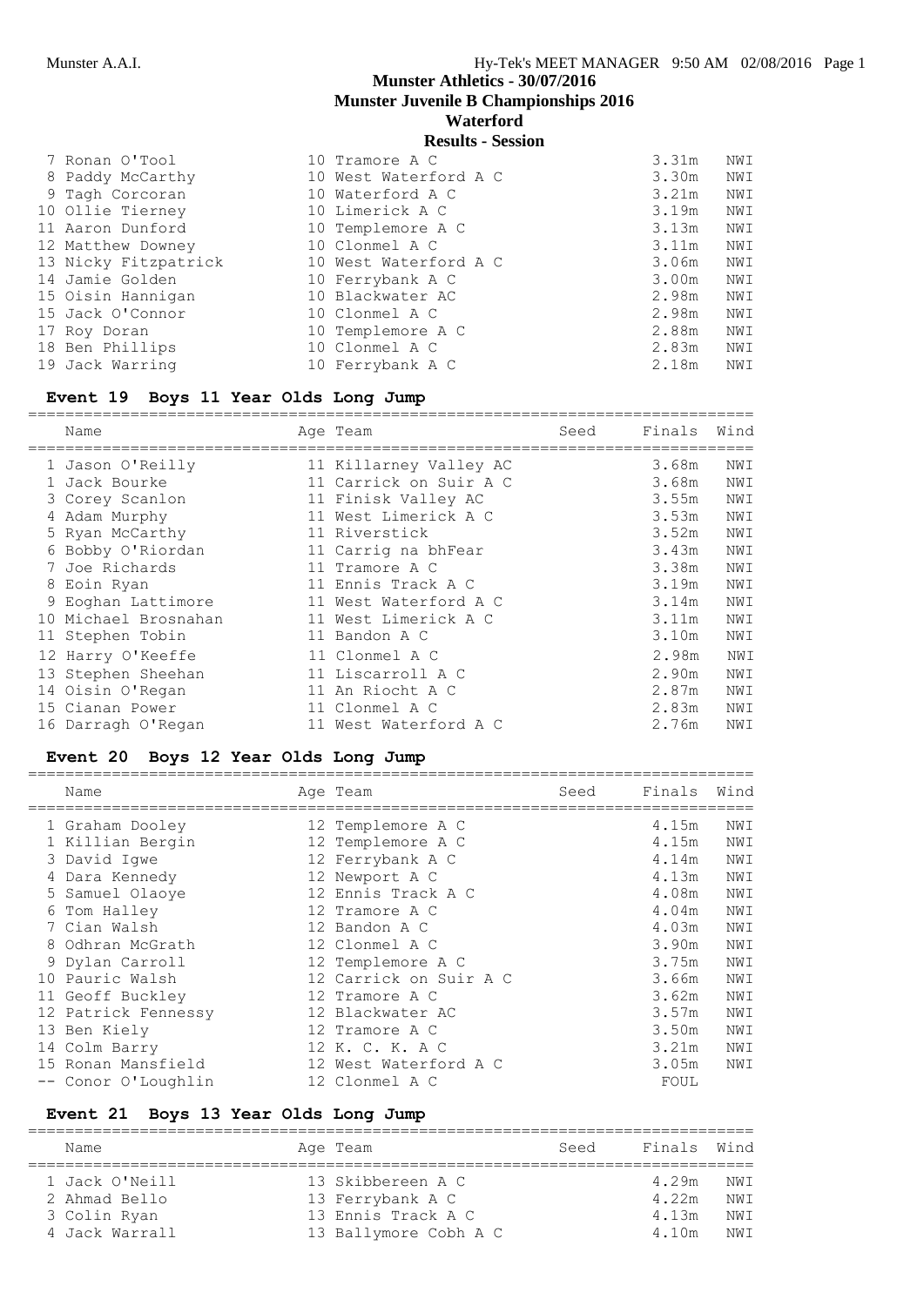# Munster Athletics - 30/07/2016
## Munster Juvenile B Championships 2016
## Waterford
### Results - Session

| Name | Age | Team | Seed | Finals | Wind |
|---|---|---|---|---|---|
| 7 Ronan O'Tool | 10 | Tramore A C | | 3.31m | NWI |
| 8 Paddy McCarthy | 10 | West Waterford A C | | 3.30m | NWI |
| 9 Tagh Corcoran | 10 | Waterford A C | | 3.21m | NWI |
| 10 Ollie Tierney | 10 | Limerick A C | | 3.19m | NWI |
| 11 Aaron Dunford | 10 | Templemore A C | | 3.13m | NWI |
| 12 Matthew Downey | 10 | Clonmel A C | | 3.11m | NWI |
| 13 Nicky Fitzpatrick | 10 | West Waterford A C | | 3.06m | NWI |
| 14 Jamie Golden | 10 | Ferrybank A C | | 3.00m | NWI |
| 15 Oisin Hannigan | 10 | Blackwater AC | | 2.98m | NWI |
| 15 Jack O'Connor | 10 | Clonmel A C | | 2.98m | NWI |
| 17 Roy Doran | 10 | Templemore A C | | 2.88m | NWI |
| 18 Ben Phillips | 10 | Clonmel A C | | 2.83m | NWI |
| 19 Jack Warring | 10 | Ferrybank A C | | 2.18m | NWI |

### Event 19 Boys 11 Year Olds Long Jump

| Name | Age | Team | Seed | Finals | Wind |
|---|---|---|---|---|---|
| 1 Jason O'Reilly | 11 | Killarney Valley AC | | 3.68m | NWI |
| 1 Jack Bourke | 11 | Carrick on Suir A C | | 3.68m | NWI |
| 3 Corey Scanlon | 11 | Finisk Valley AC | | 3.55m | NWI |
| 4 Adam Murphy | 11 | West Limerick A C | | 3.53m | NWI |
| 5 Ryan McCarthy | 11 | Riverstick | | 3.52m | NWI |
| 6 Bobby O'Riordan | 11 | Carrig na bhFear | | 3.43m | NWI |
| 7 Joe Richards | 11 | Tramore A C | | 3.38m | NWI |
| 8 Eoin Ryan | 11 | Ennis Track A C | | 3.19m | NWI |
| 9 Eoghan Lattimore | 11 | West Waterford A C | | 3.14m | NWI |
| 10 Michael Brosnahan | 11 | West Limerick A C | | 3.11m | NWI |
| 11 Stephen Tobin | 11 | Bandon A C | | 3.10m | NWI |
| 12 Harry O'Keeffe | 11 | Clonmel A C | | 2.98m | NWI |
| 13 Stephen Sheehan | 11 | Liscarroll A C | | 2.90m | NWI |
| 14 Oisin O'Regan | 11 | An Riocht A C | | 2.87m | NWI |
| 15 Cianan Power | 11 | Clonmel A C | | 2.83m | NWI |
| 16 Darragh O'Regan | 11 | West Waterford A C | | 2.76m | NWI |

### Event 20 Boys 12 Year Olds Long Jump

| Name | Age | Team | Seed | Finals | Wind |
|---|---|---|---|---|---|
| 1 Graham Dooley | 12 | Templemore A C | | 4.15m | NWI |
| 1 Killian Bergin | 12 | Templemore A C | | 4.15m | NWI |
| 3 David Igwe | 12 | Ferrybank A C | | 4.14m | NWI |
| 4 Dara Kennedy | 12 | Newport A C | | 4.13m | NWI |
| 5 Samuel Olaoye | 12 | Ennis Track A C | | 4.08m | NWI |
| 6 Tom Halley | 12 | Tramore A C | | 4.04m | NWI |
| 7 Cian Walsh | 12 | Bandon A C | | 4.03m | NWI |
| 8 Odhran McGrath | 12 | Clonmel A C | | 3.90m | NWI |
| 9 Dylan Carroll | 12 | Templemore A C | | 3.75m | NWI |
| 10 Pauric Walsh | 12 | Carrick on Suir A C | | 3.66m | NWI |
| 11 Geoff Buckley | 12 | Tramore A C | | 3.62m | NWI |
| 12 Patrick Fennessy | 12 | Blackwater AC | | 3.57m | NWI |
| 13 Ben Kiely | 12 | Tramore A C | | 3.50m | NWI |
| 14 Colm Barry | 12 | K. C. K. A C | | 3.21m | NWI |
| 15 Ronan Mansfield | 12 | West Waterford A C | | 3.05m | NWI |
| -- Conor O'Loughlin | 12 | Clonmel A C | | FOUL | |

### Event 21 Boys 13 Year Olds Long Jump

| Name | Age | Team | Seed | Finals | Wind |
|---|---|---|---|---|---|
| 1 Jack O'Neill | 13 | Skibbereen A C | | 4.29m | NWI |
| 2 Ahmad Bello | 13 | Ferrybank A C | | 4.22m | NWI |
| 3 Colin Ryan | 13 | Ennis Track A C | | 4.13m | NWI |
| 4 Jack Warrall | 13 | Ballymore Cobh A C | | 4.10m | NWI |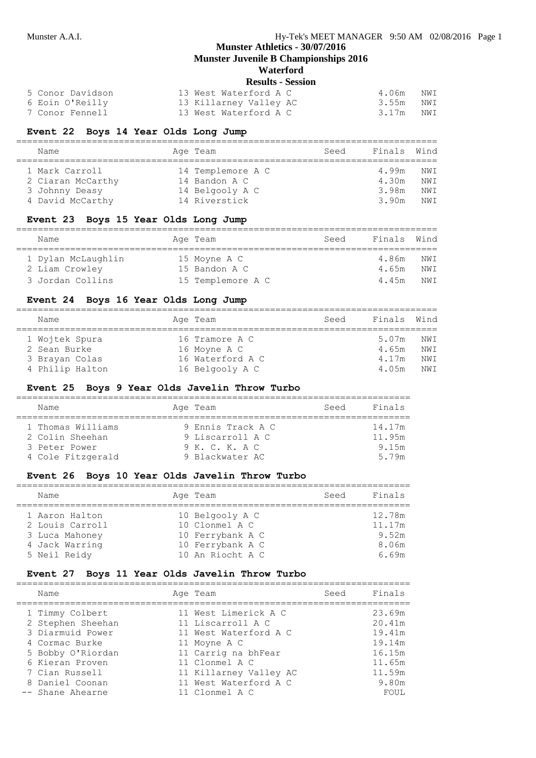# Munster Athletics - 30/07/2016

## Munster Juvenile B Championships 2016

### Waterford

### Results - Session

| Name | Age | Team | Seed | Finals | Wind |
|---|---|---|---|---|---|
| 5 Conor Davidson | 13 | West Waterford A C | | 4.06m | NWI |
| 6 Eoin O'Reilly | 13 | Killarney Valley AC | | 3.55m | NWI |
| 7 Conor Fennell | 13 | West Waterford A C | | 3.17m | NWI |

### Event 22 Boys 14 Year Olds Long Jump

| Name | Age | Team | Seed | Finals | Wind |
|---|---|---|---|---|---|
| 1 Mark Carroll | 14 | Templemore A C | | 4.99m | NWI |
| 2 Ciaran McCarthy | 14 | Bandon A C | | 4.30m | NWI |
| 3 Johnny Deasy | 14 | Belgooly A C | | 3.98m | NWI |
| 4 David McCarthy | 14 | Riverstick | | 3.90m | NWI |

### Event 23 Boys 15 Year Olds Long Jump

| Name | Age | Team | Seed | Finals | Wind |
|---|---|---|---|---|---|
| 1 Dylan McLaughlin | 15 | Moyne A C | | 4.86m | NWI |
| 2 Liam Crowley | 15 | Bandon A C | | 4.65m | NWI |
| 3 Jordan Collins | 15 | Templemore A C | | 4.45m | NWI |

### Event 24 Boys 16 Year Olds Long Jump

| Name | Age | Team | Seed | Finals | Wind |
|---|---|---|---|---|---|
| 1 Wojtek Spura | 16 | Tramore A C | | 5.07m | NWI |
| 2 Sean Burke | 16 | Moyne A C | | 4.65m | NWI |
| 3 Brayan Colas | 16 | Waterford A C | | 4.17m | NWI |
| 4 Philip Halton | 16 | Belgooly A C | | 4.05m | NWI |

### Event 25 Boys 9 Year Olds Javelin Throw Turbo

| Name | Age | Team | Seed | Finals |
|---|---|---|---|---|
| 1 Thomas Williams | 9 | Ennis Track A C | | 14.17m |
| 2 Colin Sheehan | 9 | Liscarroll A C | | 11.95m |
| 3 Peter Power | 9 | K. C. K. A C | | 9.15m |
| 4 Cole Fitzgerald | 9 | Blackwater AC | | 5.79m |

### Event 26 Boys 10 Year Olds Javelin Throw Turbo

| Name | Age | Team | Seed | Finals |
|---|---|---|---|---|
| 1 Aaron Halton | 10 | Belgooly A C | | 12.78m |
| 2 Louis Carroll | 10 | Clonmel A C | | 11.17m |
| 3 Luca Mahoney | 10 | Ferrybank A C | | 9.52m |
| 4 Jack Warring | 10 | Ferrybank A C | | 8.06m |
| 5 Neil Reidy | 10 | An Riocht A C | | 6.69m |

### Event 27 Boys 11 Year Olds Javelin Throw Turbo

| Name | Age | Team | Seed | Finals |
|---|---|---|---|---|
| 1 Timmy Colbert | 11 | West Limerick A C | | 23.69m |
| 2 Stephen Sheehan | 11 | Liscarroll A C | | 20.41m |
| 3 Diarmuid Power | 11 | West Waterford A C | | 19.41m |
| 4 Cormac Burke | 11 | Moyne A C | | 19.14m |
| 5 Bobby O'Riordan | 11 | Carrig na bhFear | | 16.15m |
| 6 Kieran Proven | 11 | Clonmel A C | | 11.65m |
| 7 Cian Russell | 11 | Killarney Valley AC | | 11.59m |
| 8 Daniel Coonan | 11 | West Waterford A C | | 9.80m |
| -- Shane Ahearne | 11 | Clonmel A C | | FOUL |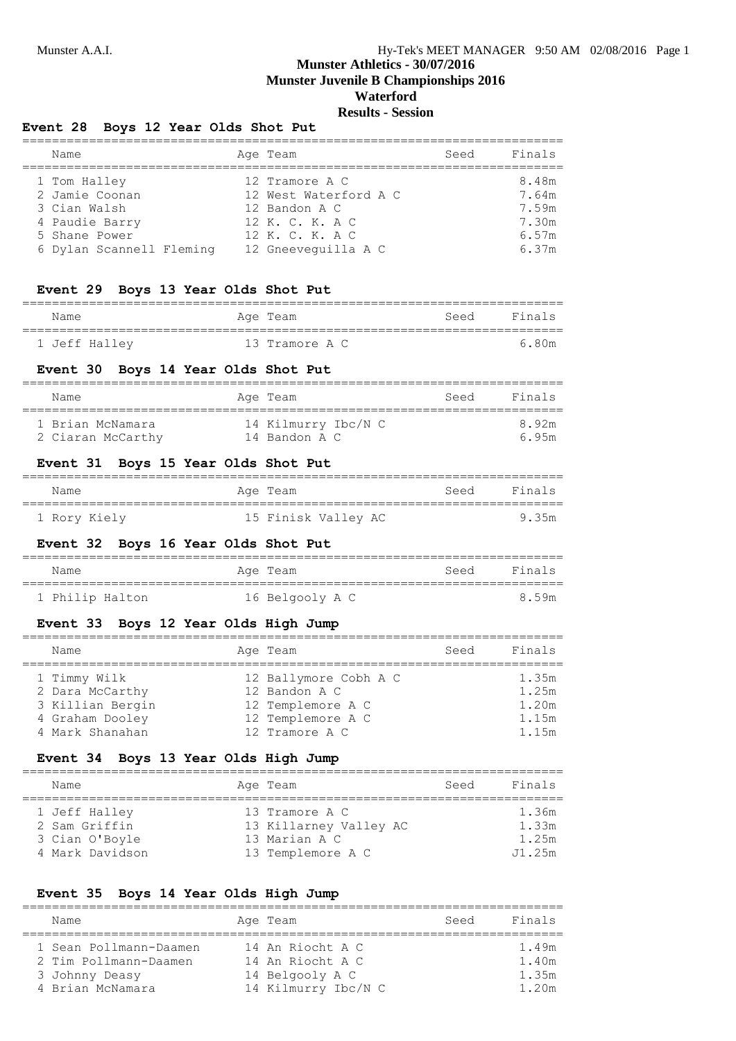# Munster Athletics - 30/07/2016
## Munster Juvenile B Championships 2016
## Waterford
## Results - Session

### Event 28 Boys 12 Year Olds Shot Put

| Name | Age | Team | Seed | Finals |
|---|---|---|---|---|
| 1 Tom Halley | 12 | Tramore A C | | 8.48m |
| 2 Jamie Coonan | 12 | West Waterford A C | | 7.64m |
| 3 Cian Walsh | 12 | Bandon A C | | 7.59m |
| 4 Paudie Barry | 12 | K. C. K. A C | | 7.30m |
| 5 Shane Power | 12 | K. C. K. A C | | 6.57m |
| 6 Dylan Scannell Fleming | 12 | Gneeveguilla A C | | 6.37m |

### Event 29 Boys 13 Year Olds Shot Put

| Name | Age | Team | Seed | Finals |
|---|---|---|---|---|
| 1 Jeff Halley | 13 | Tramore A C | | 6.80m |

### Event 30 Boys 14 Year Olds Shot Put

| Name | Age | Team | Seed | Finals |
|---|---|---|---|---|
| 1 Brian McNamara | 14 | Kilmurry Ibc/N C | | 8.92m |
| 2 Ciaran McCarthy | 14 | Bandon A C | | 6.95m |

### Event 31 Boys 15 Year Olds Shot Put

| Name | Age | Team | Seed | Finals |
|---|---|---|---|---|
| 1 Rory Kiely | 15 | Finisk Valley AC | | 9.35m |

### Event 32 Boys 16 Year Olds Shot Put

| Name | Age | Team | Seed | Finals |
|---|---|---|---|---|
| 1 Philip Halton | 16 | Belgooly A C | | 8.59m |

### Event 33 Boys 12 Year Olds High Jump

| Name | Age | Team | Seed | Finals |
|---|---|---|---|---|
| 1 Timmy Wilk | 12 | Ballymore Cobh A C | | 1.35m |
| 2 Dara McCarthy | 12 | Bandon A C | | 1.25m |
| 3 Killian Bergin | 12 | Templemore A C | | 1.20m |
| 4 Graham Dooley | 12 | Templemore A C | | 1.15m |
| 4 Mark Shanahan | 12 | Tramore A C | | 1.15m |

### Event 34 Boys 13 Year Olds High Jump

| Name | Age | Team | Seed | Finals |
|---|---|---|---|---|
| 1 Jeff Halley | 13 | Tramore A C | | 1.36m |
| 2 Sam Griffin | 13 | Killarney Valley AC | | 1.33m |
| 3 Cian O'Boyle | 13 | Marian A C | | 1.25m |
| 4 Mark Davidson | 13 | Templemore A C | | J1.25m |

### Event 35 Boys 14 Year Olds High Jump

| Name | Age | Team | Seed | Finals |
|---|---|---|---|---|
| 1 Sean Pollmann-Daamen | 14 | An Riocht A C | | 1.49m |
| 2 Tim Pollmann-Daamen | 14 | An Riocht A C | | 1.40m |
| 3 Johnny Deasy | 14 | Belgooly A C | | 1.35m |
| 4 Brian McNamara | 14 | Kilmurry Ibc/N C | | 1.20m |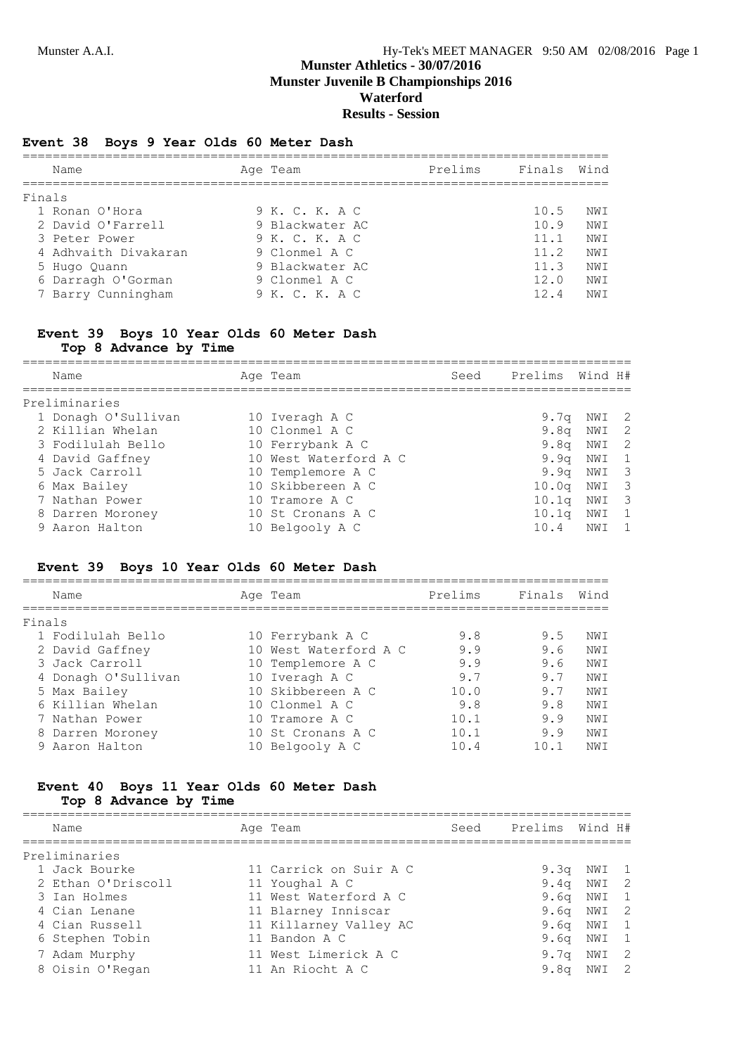# Munster Athletics - 30/07/2016
## Munster Juvenile B Championships 2016
## Waterford
## Results - Session

### Event 38 Boys 9 Year Olds 60 Meter Dash

| | Name | Age | Team | Prelims | Finals | Wind |
|---|---|---|---|---|---|---|
| **Finals** | | | | | | |
| 1 | Ronan O'Hora | 9 | K. C. K. A C | | 10.5 | NWI |
| 2 | David O'Farrell | 9 | Blackwater AC | | 10.9 | NWI |
| 3 | Peter Power | 9 | K. C. K. A C | | 11.1 | NWI |
| 4 | Adhvaith Divakaran | 9 | Clonmel A C | | 11.2 | NWI |
| 5 | Hugo Quann | 9 | Blackwater AC | | 11.3 | NWI |
| 6 | Darragh O'Gorman | 9 | Clonmel A C | | 12.0 | NWI |
| 7 | Barry Cunningham | 9 | K. C. K. A C | | 12.4 | NWI |

### Event 39 Boys 10 Year Olds 60 Meter Dash
**Top 8 Advance by Time**

| | Name | Age | Team | Seed | Prelims | Wind | H# |
|---|---|---|---|---|---|---|---|
| **Preliminaries** | | | | | | | |
| 1 | Donagh O'Sullivan | 10 | Iveragh A C | | 9.7q | NWI | 2 |
| 2 | Killian Whelan | 10 | Clonmel A C | | 9.8q | NWI | 2 |
| 3 | Fodilulah Bello | 10 | Ferrybank A C | | 9.8q | NWI | 2 |
| 4 | David Gaffney | 10 | West Waterford A C | | 9.9q | NWI | 1 |
| 5 | Jack Carroll | 10 | Templemore A C | | 9.9q | NWI | 3 |
| 6 | Max Bailey | 10 | Skibbereen A C | | 10.0q | NWI | 3 |
| 7 | Nathan Power | 10 | Tramore A C | | 10.1q | NWI | 3 |
| 8 | Darren Moroney | 10 | St Cronans A C | | 10.1q | NWI | 1 |
| 9 | Aaron Halton | 10 | Belgooly A C | | 10.4 | NWI | 1 |

### Event 39 Boys 10 Year Olds 60 Meter Dash

| | Name | Age | Team | Prelims | Finals | Wind |
|---|---|---|---|---|---|---|
| **Finals** | | | | | | |
| 1 | Fodilulah Bello | 10 | Ferrybank A C | 9.8 | 9.5 | NWI |
| 2 | David Gaffney | 10 | West Waterford A C | 9.9 | 9.6 | NWI |
| 3 | Jack Carroll | 10 | Templemore A C | 9.9 | 9.6 | NWI |
| 4 | Donagh O'Sullivan | 10 | Iveragh A C | 9.7 | 9.7 | NWI |
| 5 | Max Bailey | 10 | Skibbereen A C | 10.0 | 9.7 | NWI |
| 6 | Killian Whelan | 10 | Clonmel A C | 9.8 | 9.8 | NWI |
| 7 | Nathan Power | 10 | Tramore A C | 10.1 | 9.9 | NWI |
| 8 | Darren Moroney | 10 | St Cronans A C | 10.1 | 9.9 | NWI |
| 9 | Aaron Halton | 10 | Belgooly A C | 10.4 | 10.1 | NWI |

### Event 40 Boys 11 Year Olds 60 Meter Dash
**Top 8 Advance by Time**

| | Name | Age | Team | Seed | Prelims | Wind | H# |
|---|---|---|---|---|---|---|---|
| **Preliminaries** | | | | | | | |
| 1 | Jack Bourke | 11 | Carrick on Suir A C | | 9.3q | NWI | 1 |
| 2 | Ethan O'Driscoll | 11 | Youghal A C | | 9.4q | NWI | 2 |
| 3 | Ian Holmes | 11 | West Waterford A C | | 9.6q | NWI | 1 |
| 4 | Cian Lenane | 11 | Blarney Inniscar | | 9.6q | NWI | 2 |
| 4 | Cian Russell | 11 | Killarney Valley AC | | 9.6q | NWI | 1 |
| 6 | Stephen Tobin | 11 | Bandon A C | | 9.6q | NWI | 1 |
| 7 | Adam Murphy | 11 | West Limerick A C | | 9.7q | NWI | 2 |
| 8 | Oisin O'Regan | 11 | An Riocht A C | | 9.8q | NWI | 2 |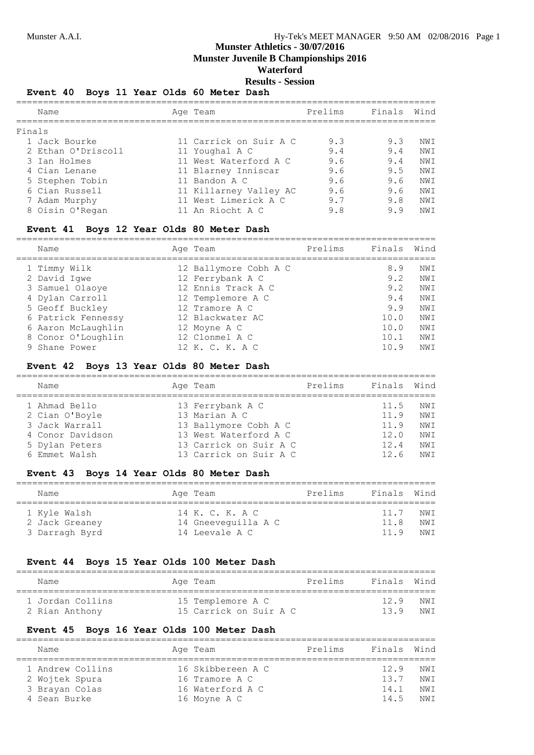# Munster Athletics - 30/07/2016

## Munster Juvenile B Championships 2016

## Waterford

## Results - Session

### Event 40 Boys 11 Year Olds 60 Meter Dash

**Finals**

| | Name | Age | Team | Prelims | Finals | Wind |
|---|---|---|---|---|---|---|
| 1 | Jack Bourke | 11 | Carrick on Suir A C | 9.3 | 9.3 | NWI |
| 2 | Ethan O'Driscoll | 11 | Youghal A C | 9.4 | 9.4 | NWI |
| 3 | Ian Holmes | 11 | West Waterford A C | 9.6 | 9.4 | NWI |
| 4 | Cian Lenane | 11 | Blarney Inniscar | 9.6 | 9.5 | NWI |
| 5 | Stephen Tobin | 11 | Bandon A C | 9.6 | 9.6 | NWI |
| 6 | Cian Russell | 11 | Killarney Valley AC | 9.6 | 9.6 | NWI |
| 7 | Adam Murphy | 11 | West Limerick A C | 9.7 | 9.8 | NWI |
| 8 | Oisin O'Regan | 11 | An Riocht A C | 9.8 | 9.9 | NWI |

### Event 41 Boys 12 Year Olds 80 Meter Dash

| | Name | Age | Team | Prelims | Finals | Wind |
|---|---|---|---|---|---|---|
| 1 | Timmy Wilk | 12 | Ballymore Cobh A C | | 8.9 | NWI |
| 2 | David Igwe | 12 | Ferrybank A C | | 9.2 | NWI |
| 3 | Samuel Olaoye | 12 | Ennis Track A C | | 9.2 | NWI |
| 4 | Dylan Carroll | 12 | Templemore A C | | 9.4 | NWI |
| 5 | Geoff Buckley | 12 | Tramore A C | | 9.9 | NWI |
| 6 | Patrick Fennessy | 12 | Blackwater AC | | 10.0 | NWI |
| 6 | Aaron McLaughlin | 12 | Moyne A C | | 10.0 | NWI |
| 8 | Conor O'Loughlin | 12 | Clonmel A C | | 10.1 | NWI |
| 9 | Shane Power | 12 | K. C. K. A C | | 10.9 | NWI |

### Event 42 Boys 13 Year Olds 80 Meter Dash

| | Name | Age | Team | Prelims | Finals | Wind |
|---|---|---|---|---|---|---|
| 1 | Ahmad Bello | 13 | Ferrybank A C | | 11.5 | NWI |
| 2 | Cian O'Boyle | 13 | Marian A C | | 11.9 | NWI |
| 3 | Jack Warrall | 13 | Ballymore Cobh A C | | 11.9 | NWI |
| 4 | Conor Davidson | 13 | West Waterford A C | | 12.0 | NWI |
| 5 | Dylan Peters | 13 | Carrick on Suir A C | | 12.4 | NWI |
| 6 | Emmet Walsh | 13 | Carrick on Suir A C | | 12.6 | NWI |

### Event 43 Boys 14 Year Olds 80 Meter Dash

| | Name | Age | Team | Prelims | Finals | Wind |
|---|---|---|---|---|---|---|
| 1 | Kyle Walsh | 14 | K. C. K. A C | | 11.7 | NWI |
| 2 | Jack Greaney | 14 | Gneeveguilla A C | | 11.8 | NWI |
| 3 | Darragh Byrd | 14 | Leevale A C | | 11.9 | NWI |

### Event 44 Boys 15 Year Olds 100 Meter Dash

| | Name | Age | Team | Prelims | Finals | Wind |
|---|---|---|---|---|---|---|
| 1 | Jordan Collins | 15 | Templemore A C | | 12.9 | NWI |
| 2 | Rian Anthony | 15 | Carrick on Suir A C | | 13.9 | NWI |

### Event 45 Boys 16 Year Olds 100 Meter Dash

| | Name | Age | Team | Prelims | Finals | Wind |
|---|---|---|---|---|---|---|
| 1 | Andrew Collins | 16 | Skibbereen A C | | 12.9 | NWI |
| 2 | Wojtek Spura | 16 | Tramore A C | | 13.7 | NWI |
| 3 | Brayan Colas | 16 | Waterford A C | | 14.1 | NWI |
| 4 | Sean Burke | 16 | Moyne A C | | 14.5 | NWI |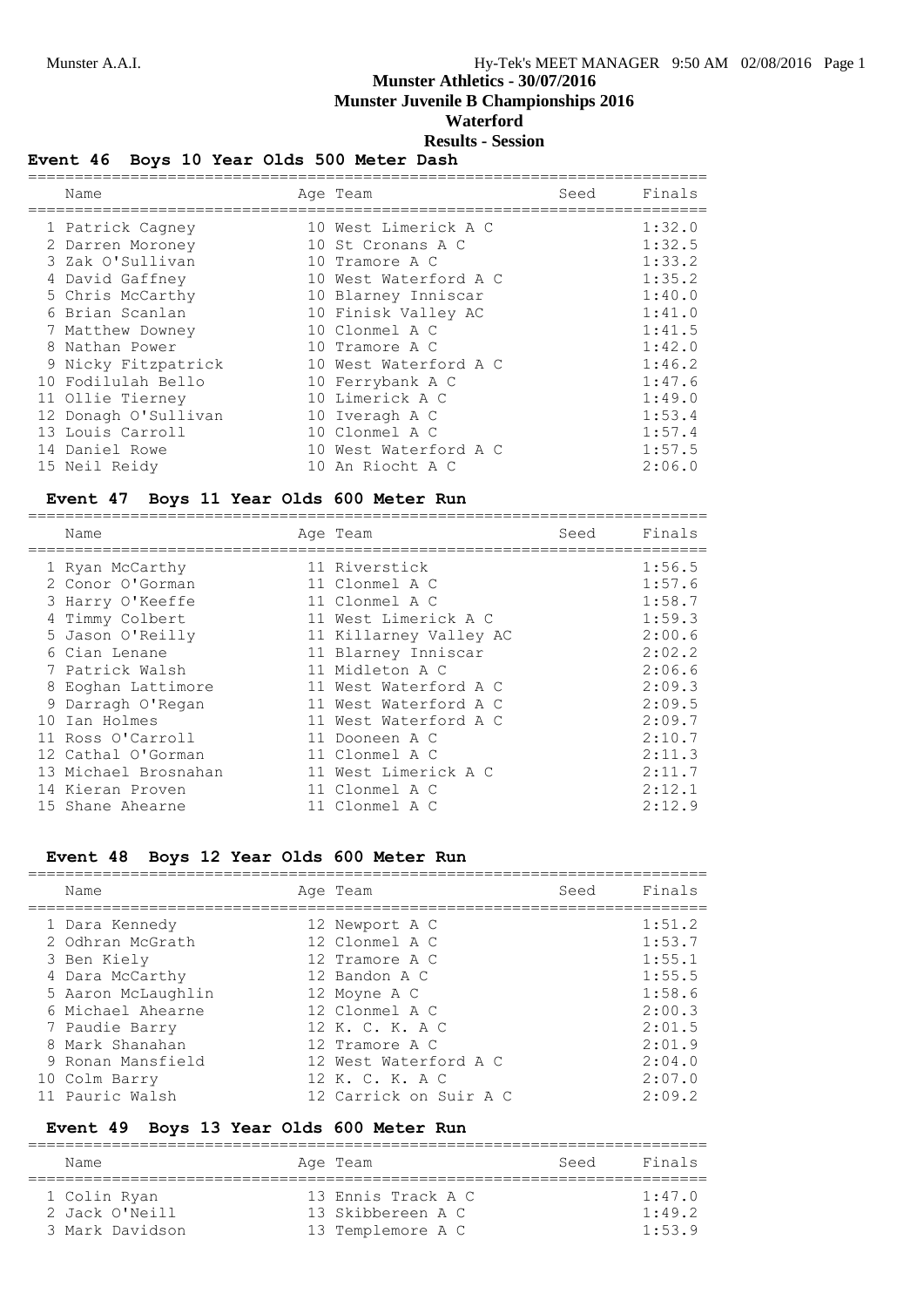# Munster Athletics - 30/07/2016
## Munster Juvenile B Championships 2016
## Waterford
## Results - Session

### Event 46 Boys 10 Year Olds 500 Meter Dash

| | Name | Age | Team | Seed | Finals |
|---|---|---|---|---|---|
| 1 | Patrick Cagney | 10 | West Limerick A C | | 1:32.0 |
| 2 | Darren Moroney | 10 | St Cronans A C | | 1:32.5 |
| 3 | Zak O'Sullivan | 10 | Tramore A C | | 1:33.2 |
| 4 | David Gaffney | 10 | West Waterford A C | | 1:35.2 |
| 5 | Chris McCarthy | 10 | Blarney Inniscar | | 1:40.0 |
| 6 | Brian Scanlan | 10 | Finisk Valley AC | | 1:41.0 |
| 7 | Matthew Downey | 10 | Clonmel A C | | 1:41.5 |
| 8 | Nathan Power | 10 | Tramore A C | | 1:42.0 |
| 9 | Nicky Fitzpatrick | 10 | West Waterford A C | | 1:46.2 |
| 10 | Fodilulah Bello | 10 | Ferrybank A C | | 1:47.6 |
| 11 | Ollie Tierney | 10 | Limerick A C | | 1:49.0 |
| 12 | Donagh O'Sullivan | 10 | Iveragh A C | | 1:53.4 |
| 13 | Louis Carroll | 10 | Clonmel A C | | 1:57.4 |
| 14 | Daniel Rowe | 10 | West Waterford A C | | 1:57.5 |
| 15 | Neil Reidy | 10 | An Riocht A C | | 2:06.0 |

### Event 47 Boys 11 Year Olds 600 Meter Run

| | Name | Age | Team | Seed | Finals |
|---|---|---|---|---|---|
| 1 | Ryan McCarthy | 11 | Riverstick | | 1:56.5 |
| 2 | Conor O'Gorman | 11 | Clonmel A C | | 1:57.6 |
| 3 | Harry O'Keeffe | 11 | Clonmel A C | | 1:58.7 |
| 4 | Timmy Colbert | 11 | West Limerick A C | | 1:59.3 |
| 5 | Jason O'Reilly | 11 | Killarney Valley AC | | 2:00.6 |
| 6 | Cian Lenane | 11 | Blarney Inniscar | | 2:02.2 |
| 7 | Patrick Walsh | 11 | Midleton A C | | 2:06.6 |
| 8 | Eoghan Lattimore | 11 | West Waterford A C | | 2:09.3 |
| 9 | Darragh O'Regan | 11 | West Waterford A C | | 2:09.5 |
| 10 | Ian Holmes | 11 | West Waterford A C | | 2:09.7 |
| 11 | Ross O'Carroll | 11 | Dooneen A C | | 2:10.7 |
| 12 | Cathal O'Gorman | 11 | Clonmel A C | | 2:11.3 |
| 13 | Michael Brosnahan | 11 | West Limerick A C | | 2:11.7 |
| 14 | Kieran Proven | 11 | Clonmel A C | | 2:12.1 |
| 15 | Shane Ahearne | 11 | Clonmel A C | | 2:12.9 |

### Event 48 Boys 12 Year Olds 600 Meter Run

| | Name | Age | Team | Seed | Finals |
|---|---|---|---|---|---|
| 1 | Dara Kennedy | 12 | Newport A C | | 1:51.2 |
| 2 | Odhran McGrath | 12 | Clonmel A C | | 1:53.7 |
| 3 | Ben Kiely | 12 | Tramore A C | | 1:55.1 |
| 4 | Dara McCarthy | 12 | Bandon A C | | 1:55.5 |
| 5 | Aaron McLaughlin | 12 | Moyne A C | | 1:58.6 |
| 6 | Michael Ahearne | 12 | Clonmel A C | | 2:00.3 |
| 7 | Paudie Barry | 12 | K. C. K. A C | | 2:01.5 |
| 8 | Mark Shanahan | 12 | Tramore A C | | 2:01.9 |
| 9 | Ronan Mansfield | 12 | West Waterford A C | | 2:04.0 |
| 10 | Colm Barry | 12 | K. C. K. A C | | 2:07.0 |
| 11 | Pauric Walsh | 12 | Carrick on Suir A C | | 2:09.2 |

### Event 49 Boys 13 Year Olds 600 Meter Run

| | Name | Age | Team | Seed | Finals |
|---|---|---|---|---|---|
| 1 | Colin Ryan | 13 | Ennis Track A C | | 1:47.0 |
| 2 | Jack O'Neill | 13 | Skibbereen A C | | 1:49.2 |
| 3 | Mark Davidson | 13 | Templemore A C | | 1:53.9 |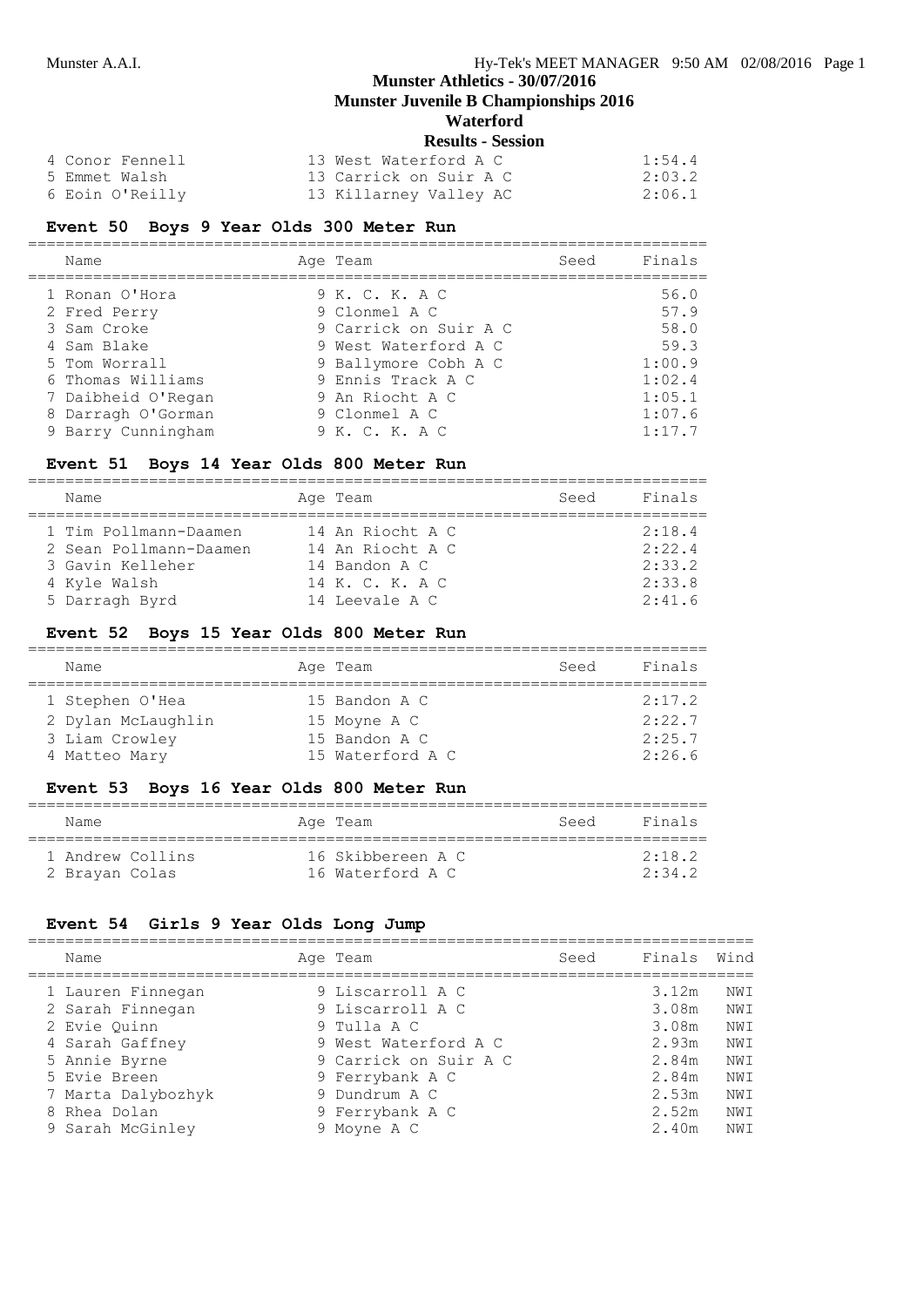| Place | Name | Age | Team | Finals |
|---|---|---|---|---|
| 4 | Conor Fennell | 13 | West Waterford A C | 1:54.4 |
| 5 | Emmet Walsh | 13 | Carrick on Suir A C | 2:03.2 |
| 6 | Eoin O'Reilly | 13 | Killarney Valley AC | 2:06.1 |

### Event 50 Boys 9 Year Olds 300 Meter Run

| Place | Name | Age | Team | Seed | Finals |
|---|---|---|---|---|---|
| 1 | Ronan O'Hora | 9 | K. C. K. A C | | 56.0 |
| 2 | Fred Perry | 9 | Clonmel A C | | 57.9 |
| 3 | Sam Croke | 9 | Carrick on Suir A C | | 58.0 |
| 4 | Sam Blake | 9 | West Waterford A C | | 59.3 |
| 5 | Tom Worrall | 9 | Ballymore Cobh A C | | 1:00.9 |
| 6 | Thomas Williams | 9 | Ennis Track A C | | 1:02.4 |
| 7 | Daibheid O'Regan | 9 | An Riocht A C | | 1:05.1 |
| 8 | Darragh O'Gorman | 9 | Clonmel A C | | 1:07.6 |
| 9 | Barry Cunningham | 9 | K. C. K. A C | | 1:17.7 |

### Event 51 Boys 14 Year Olds 800 Meter Run

| Place | Name | Age | Team | Seed | Finals |
|---|---|---|---|---|---|
| 1 | Tim Pollmann-Daamen | 14 | An Riocht A C | | 2:18.4 |
| 2 | Sean Pollmann-Daamen | 14 | An Riocht A C | | 2:22.4 |
| 3 | Gavin Kelleher | 14 | Bandon A C | | 2:33.2 |
| 4 | Kyle Walsh | 14 | K. C. K. A C | | 2:33.8 |
| 5 | Darragh Byrd | 14 | Leevale A C | | 2:41.6 |

### Event 52 Boys 15 Year Olds 800 Meter Run

| Place | Name | Age | Team | Seed | Finals |
|---|---|---|---|---|---|
| 1 | Stephen O'Hea | 15 | Bandon A C | | 2:17.2 |
| 2 | Dylan McLaughlin | 15 | Moyne A C | | 2:22.7 |
| 3 | Liam Crowley | 15 | Bandon A C | | 2:25.7 |
| 4 | Matteo Mary | 15 | Waterford A C | | 2:26.6 |

### Event 53 Boys 16 Year Olds 800 Meter Run

| Place | Name | Age | Team | Seed | Finals |
|---|---|---|---|---|---|
| 1 | Andrew Collins | 16 | Skibbereen A C | | 2:18.2 |
| 2 | Brayan Colas | 16 | Waterford A C | | 2:34.2 |

### Event 54 Girls 9 Year Olds Long Jump

| Place | Name | Age | Team | Seed | Finals | Wind |
|---|---|---|---|---|---|---|
| 1 | Lauren Finnegan | 9 | Liscarroll A C | | 3.12m | NWI |
| 2 | Sarah Finnegan | 9 | Liscarroll A C | | 3.08m | NWI |
| 2 | Evie Quinn | 9 | Tulla A C | | 3.08m | NWI |
| 4 | Sarah Gaffney | 9 | West Waterford A C | | 2.93m | NWI |
| 5 | Annie Byrne | 9 | Carrick on Suir A C | | 2.84m | NWI |
| 5 | Evie Breen | 9 | Ferrybank A C | | 2.84m | NWI |
| 7 | Marta Dalybozhyk | 9 | Dundrum A C | | 2.53m | NWI |
| 8 | Rhea Dolan | 9 | Ferrybank A C | | 2.52m | NWI |
| 9 | Sarah McGinley | 9 | Moyne A C | | 2.40m | NWI |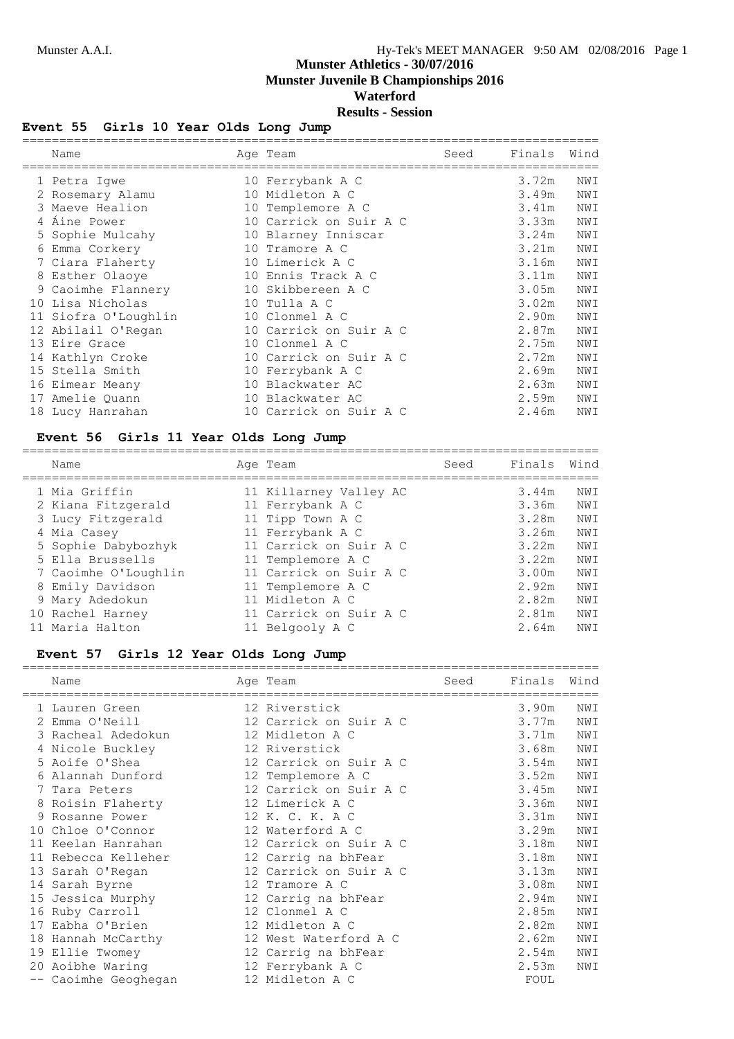# Munster Athletics - 30/07/2016
## Munster Juvenile B Championships 2016
## Waterford
### Results - Session

### Event 55 Girls 10 Year Olds Long Jump

| | Name | Age | Team | Seed | Finals | Wind |
|---|---|---|---|---|---|---|
| 1 | Petra Igwe | 10 | Ferrybank A C | | 3.72m | NWI |
| 2 | Rosemary Alamu | 10 | Midleton A C | | 3.49m | NWI |
| 3 | Maeve Healion | 10 | Templemore A C | | 3.41m | NWI |
| 4 | Áine Power | 10 | Carrick on Suir A C | | 3.33m | NWI |
| 5 | Sophie Mulcahy | 10 | Blarney Inniscar | | 3.24m | NWI |
| 6 | Emma Corkery | 10 | Tramore A C | | 3.21m | NWI |
| 7 | Ciara Flaherty | 10 | Limerick A C | | 3.16m | NWI |
| 8 | Esther Olaoye | 10 | Ennis Track A C | | 3.11m | NWI |
| 9 | Caoimhe Flannery | 10 | Skibbereen A C | | 3.05m | NWI |
| 10 | Lisa Nicholas | 10 | Tulla A C | | 3.02m | NWI |
| 11 | Siofra O'Loughlin | 10 | Clonmel A C | | 2.90m | NWI |
| 12 | Abilail O'Regan | 10 | Carrick on Suir A C | | 2.87m | NWI |
| 13 | Eire Grace | 10 | Clonmel A C | | 2.75m | NWI |
| 14 | Kathlyn Croke | 10 | Carrick on Suir A C | | 2.72m | NWI |
| 15 | Stella Smith | 10 | Ferrybank A C | | 2.69m | NWI |
| 16 | Eimear Meany | 10 | Blackwater AC | | 2.63m | NWI |
| 17 | Amelie Quann | 10 | Blackwater AC | | 2.59m | NWI |
| 18 | Lucy Hanrahan | 10 | Carrick on Suir A C | | 2.46m | NWI |

### Event 56 Girls 11 Year Olds Long Jump

| | Name | Age | Team | Seed | Finals | Wind |
|---|---|---|---|---|---|---|
| 1 | Mia Griffin | 11 | Killarney Valley AC | | 3.44m | NWI |
| 2 | Kiana Fitzgerald | 11 | Ferrybank A C | | 3.36m | NWI |
| 3 | Lucy Fitzgerald | 11 | Tipp Town A C | | 3.28m | NWI |
| 4 | Mia Casey | 11 | Ferrybank A C | | 3.26m | NWI |
| 5 | Sophie Dabybozhyk | 11 | Carrick on Suir A C | | 3.22m | NWI |
| 5 | Ella Brussells | 11 | Templemore A C | | 3.22m | NWI |
| 7 | Caoimhe O'Loughlin | 11 | Carrick on Suir A C | | 3.00m | NWI |
| 8 | Emily Davidson | 11 | Templemore A C | | 2.92m | NWI |
| 9 | Mary Adedokun | 11 | Midleton A C | | 2.82m | NWI |
| 10 | Rachel Harney | 11 | Carrick on Suir A C | | 2.81m | NWI |
| 11 | Maria Halton | 11 | Belgooly A C | | 2.64m | NWI |

### Event 57 Girls 12 Year Olds Long Jump

| | Name | Age | Team | Seed | Finals | Wind |
|---|---|---|---|---|---|---|
| 1 | Lauren Green | 12 | Riverstick | | 3.90m | NWI |
| 2 | Emma O'Neill | 12 | Carrick on Suir A C | | 3.77m | NWI |
| 3 | Racheal Adedokun | 12 | Midleton A C | | 3.71m | NWI |
| 4 | Nicole Buckley | 12 | Riverstick | | 3.68m | NWI |
| 5 | Aoife O'Shea | 12 | Carrick on Suir A C | | 3.54m | NWI |
| 6 | Alannah Dunford | 12 | Templemore A C | | 3.52m | NWI |
| 7 | Tara Peters | 12 | Carrick on Suir A C | | 3.45m | NWI |
| 8 | Roisin Flaherty | 12 | Limerick A C | | 3.36m | NWI |
| 9 | Rosanne Power | 12 | K. C. K. A C | | 3.31m | NWI |
| 10 | Chloe O'Connor | 12 | Waterford A C | | 3.29m | NWI |
| 11 | Keelan Hanrahan | 12 | Carrick on Suir A C | | 3.18m | NWI |
| 11 | Rebecca Kelleher | 12 | Carrig na bhFear | | 3.18m | NWI |
| 13 | Sarah O'Regan | 12 | Carrick on Suir A C | | 3.13m | NWI |
| 14 | Sarah Byrne | 12 | Tramore A C | | 3.08m | NWI |
| 15 | Jessica Murphy | 12 | Carrig na bhFear | | 2.94m | NWI |
| 16 | Ruby Carroll | 12 | Clonmel A C | | 2.85m | NWI |
| 17 | Eabha O'Brien | 12 | Midleton A C | | 2.82m | NWI |
| 18 | Hannah McCarthy | 12 | West Waterford A C | | 2.62m | NWI |
| 19 | Ellie Twomey | 12 | Carrig na bhFear | | 2.54m | NWI |
| 20 | Aoibhe Waring | 12 | Ferrybank A C | | 2.53m | NWI |
| -- | Caoimhe Geoghegan | 12 | Midleton A C | | FOUL | |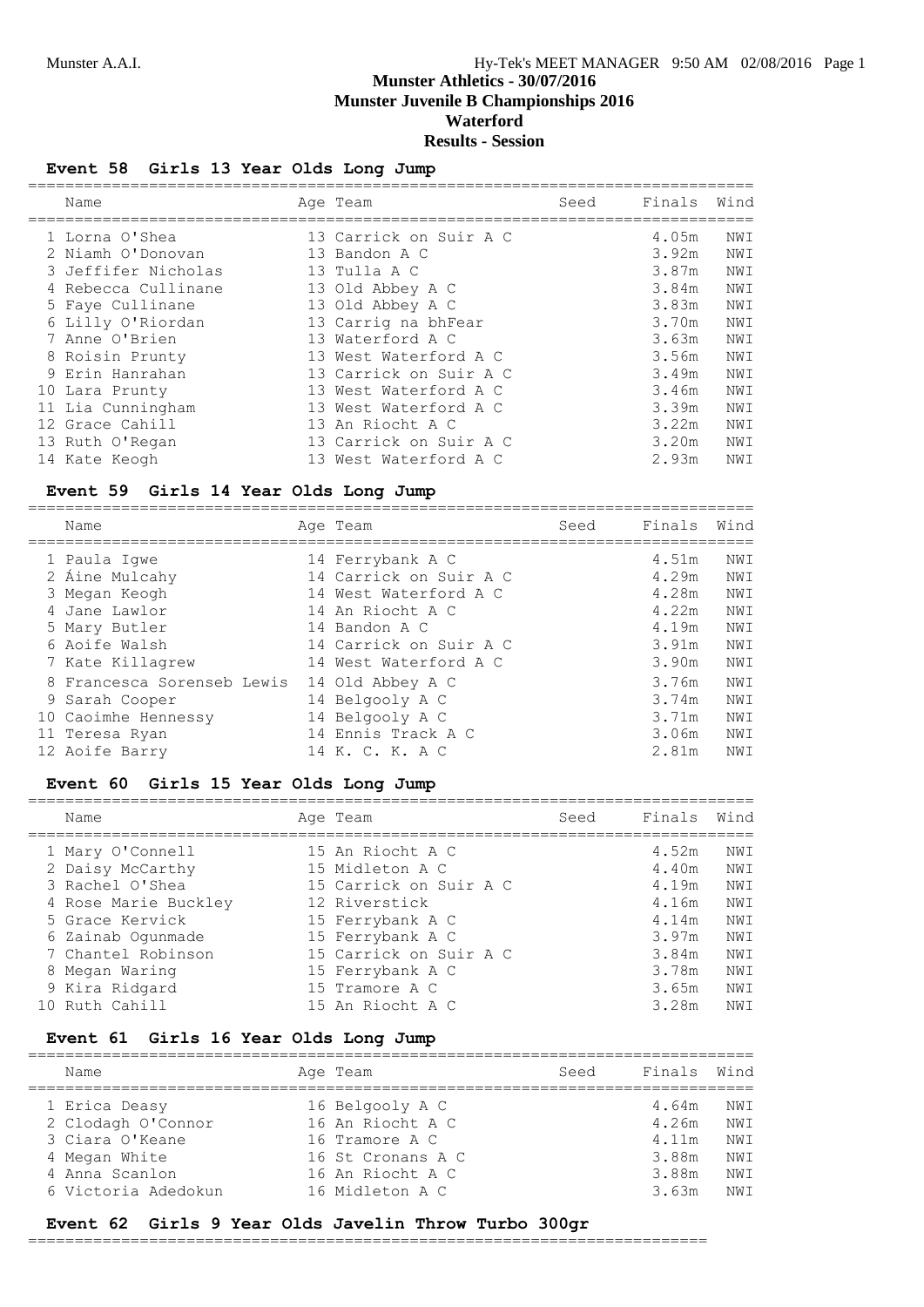# Munster Athletics - 30/07/2016
## Munster Juvenile B Championships 2016
## Waterford
## Results - Session

### Event 58 Girls 13 Year Olds Long Jump

| | Name | Age | Team | Seed | Finals | Wind |
|---|---|---|---|---|---|---|
| 1 | Lorna O'Shea | 13 | Carrick on Suir A C | | 4.05m | NWI |
| 2 | Niamh O'Donovan | 13 | Bandon A C | | 3.92m | NWI |
| 3 | Jeffifer Nicholas | 13 | Tulla A C | | 3.87m | NWI |
| 4 | Rebecca Cullinane | 13 | Old Abbey A C | | 3.84m | NWI |
| 5 | Faye Cullinane | 13 | Old Abbey A C | | 3.83m | NWI |
| 6 | Lilly O'Riordan | 13 | Carrig na bhFear | | 3.70m | NWI |
| 7 | Anne O'Brien | 13 | Waterford A C | | 3.63m | NWI |
| 8 | Roisin Prunty | 13 | West Waterford A C | | 3.56m | NWI |
| 9 | Erin Hanrahan | 13 | Carrick on Suir A C | | 3.49m | NWI |
| 10 | Lara Prunty | 13 | West Waterford A C | | 3.46m | NWI |
| 11 | Lia Cunningham | 13 | West Waterford A C | | 3.39m | NWI |
| 12 | Grace Cahill | 13 | An Riocht A C | | 3.22m | NWI |
| 13 | Ruth O'Regan | 13 | Carrick on Suir A C | | 3.20m | NWI |
| 14 | Kate Keogh | 13 | West Waterford A C | | 2.93m | NWI |

### Event 59 Girls 14 Year Olds Long Jump

| | Name | Age | Team | Seed | Finals | Wind |
|---|---|---|---|---|---|---|
| 1 | Paula Igwe | 14 | Ferrybank A C | | 4.51m | NWI |
| 2 | Áine Mulcahy | 14 | Carrick on Suir A C | | 4.29m | NWI |
| 3 | Megan Keogh | 14 | West Waterford A C | | 4.28m | NWI |
| 4 | Jane Lawlor | 14 | An Riocht A C | | 4.22m | NWI |
| 5 | Mary Butler | 14 | Bandon A C | | 4.19m | NWI |
| 6 | Aoife Walsh | 14 | Carrick on Suir A C | | 3.91m | NWI |
| 7 | Kate Killagrew | 14 | West Waterford A C | | 3.90m | NWI |
| 8 | Francesca Sorenseb Lewis | 14 | Old Abbey A C | | 3.76m | NWI |
| 9 | Sarah Cooper | 14 | Belgooly A C | | 3.74m | NWI |
| 10 | Caoimhe Hennessy | 14 | Belgooly A C | | 3.71m | NWI |
| 11 | Teresa Ryan | 14 | Ennis Track A C | | 3.06m | NWI |
| 12 | Aoife Barry | 14 | K. C. K. A C | | 2.81m | NWI |

### Event 60 Girls 15 Year Olds Long Jump

| | Name | Age | Team | Seed | Finals | Wind |
|---|---|---|---|---|---|---|
| 1 | Mary O'Connell | 15 | An Riocht A C | | 4.52m | NWI |
| 2 | Daisy McCarthy | 15 | Midleton A C | | 4.40m | NWI |
| 3 | Rachel O'Shea | 15 | Carrick on Suir A C | | 4.19m | NWI |
| 4 | Rose Marie Buckley | 12 | Riverstick | | 4.16m | NWI |
| 5 | Grace Kervick | 15 | Ferrybank A C | | 4.14m | NWI |
| 6 | Zainab Ogunmade | 15 | Ferrybank A C | | 3.97m | NWI |
| 7 | Chantel Robinson | 15 | Carrick on Suir A C | | 3.84m | NWI |
| 8 | Megan Waring | 15 | Ferrybank A C | | 3.78m | NWI |
| 9 | Kira Ridgard | 15 | Tramore A C | | 3.65m | NWI |
| 10 | Ruth Cahill | 15 | An Riocht A C | | 3.28m | NWI |

### Event 61 Girls 16 Year Olds Long Jump

| | Name | Age | Team | Seed | Finals | Wind |
|---|---|---|---|---|---|---|
| 1 | Erica Deasy | 16 | Belgooly A C | | 4.64m | NWI |
| 2 | Clodagh O'Connor | 16 | An Riocht A C | | 4.26m | NWI |
| 3 | Ciara O'Keane | 16 | Tramore A C | | 4.11m | NWI |
| 4 | Megan White | 16 | St Cronans A C | | 3.88m | NWI |
| 4 | Anna Scanlon | 16 | An Riocht A C | | 3.88m | NWI |
| 6 | Victoria Adedokun | 16 | Midleton A C | | 3.63m | NWI |

### Event 62 Girls 9 Year Olds Javelin Throw Turbo 300gr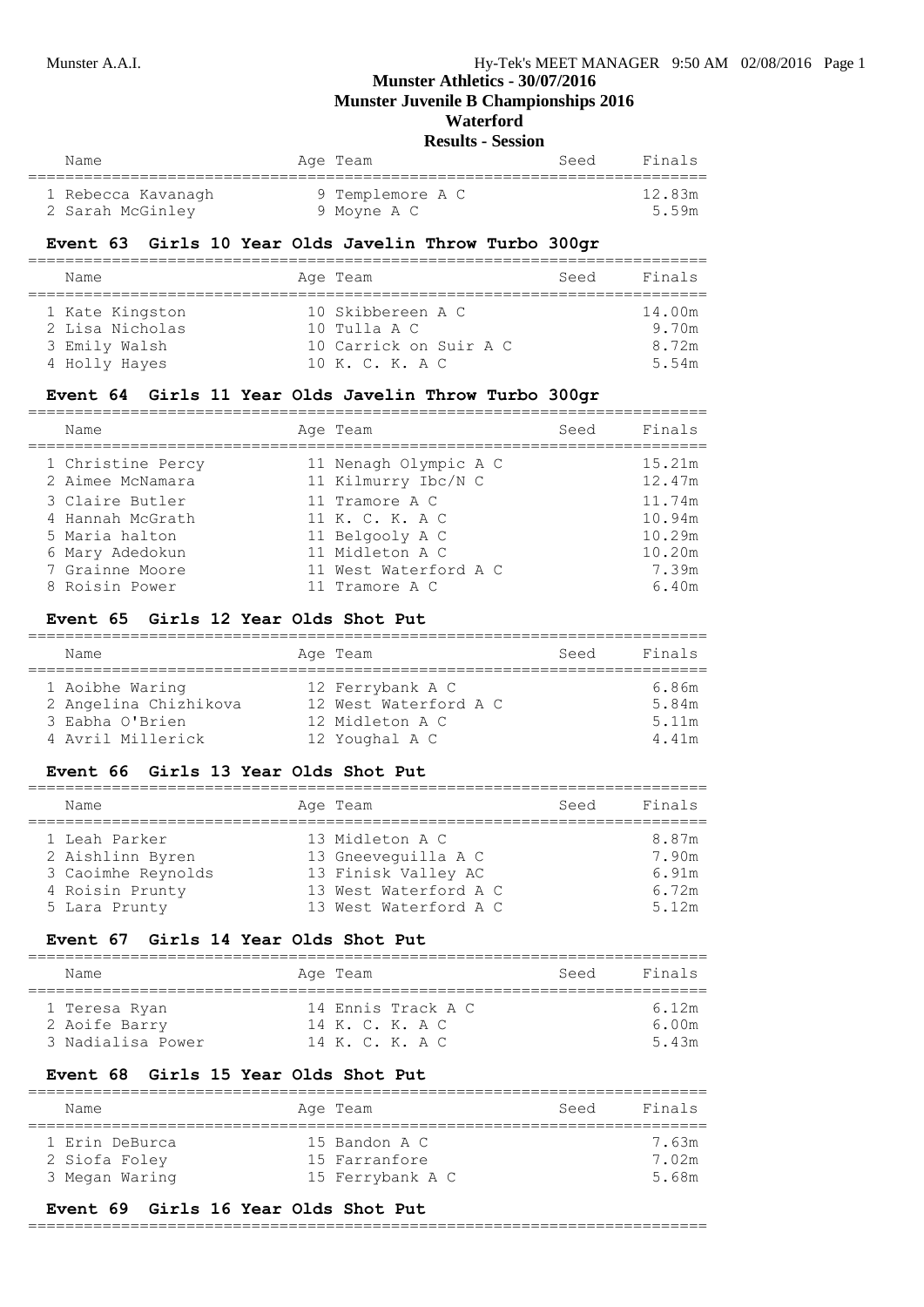# Munster Athletics - 30/07/2016
## Munster Juvenile B Championships 2016
## Waterford
## Results - Session

| Name | Age | Team | Seed | Finals |
|---|---|---|---|---|
| 1 Rebecca Kavanagh | 9 | Templemore A C | | 12.83m |
| 2 Sarah McGinley | 9 | Moyne A C | | 5.59m |

### Event 63 Girls 10 Year Olds Javelin Throw Turbo 300gr

| Name | Age | Team | Seed | Finals |
|---|---|---|---|---|
| 1 Kate Kingston | 10 | Skibbereen A C | | 14.00m |
| 2 Lisa Nicholas | 10 | Tulla A C | | 9.70m |
| 3 Emily Walsh | 10 | Carrick on Suir A C | | 8.72m |
| 4 Holly Hayes | 10 | K. C. K. A C | | 5.54m |

### Event 64 Girls 11 Year Olds Javelin Throw Turbo 300gr

| Name | Age | Team | Seed | Finals |
|---|---|---|---|---|
| 1 Christine Percy | 11 | Nenagh Olympic A C | | 15.21m |
| 2 Aimee McNamara | 11 | Kilmurry Ibc/N C | | 12.47m |
| 3 Claire Butler | 11 | Tramore A C | | 11.74m |
| 4 Hannah McGrath | 11 | K. C. K. A C | | 10.94m |
| 5 Maria halton | 11 | Belgooly A C | | 10.29m |
| 6 Mary Adedokun | 11 | Midleton A C | | 10.20m |
| 7 Grainne Moore | 11 | West Waterford A C | | 7.39m |
| 8 Roisin Power | 11 | Tramore A C | | 6.40m |

### Event 65 Girls 12 Year Olds Shot Put

| Name | Age | Team | Seed | Finals |
|---|---|---|---|---|
| 1 Aoibhe Waring | 12 | Ferrybank A C | | 6.86m |
| 2 Angelina Chizhikova | 12 | West Waterford A C | | 5.84m |
| 3 Eabha O'Brien | 12 | Midleton A C | | 5.11m |
| 4 Avril Millerick | 12 | Youghal A C | | 4.41m |

### Event 66 Girls 13 Year Olds Shot Put

| Name | Age | Team | Seed | Finals |
|---|---|---|---|---|
| 1 Leah Parker | 13 | Midleton A C | | 8.87m |
| 2 Aishlinn Byren | 13 | Gneeveguilla A C | | 7.90m |
| 3 Caoimhe Reynolds | 13 | Finisk Valley AC | | 6.91m |
| 4 Roisin Prunty | 13 | West Waterford A C | | 6.72m |
| 5 Lara Prunty | 13 | West Waterford A C | | 5.12m |

### Event 67 Girls 14 Year Olds Shot Put

| Name | Age | Team | Seed | Finals |
|---|---|---|---|---|
| 1 Teresa Ryan | 14 | Ennis Track A C | | 6.12m |
| 2 Aoife Barry | 14 | K. C. K. A C | | 6.00m |
| 3 Nadialisa Power | 14 | K. C. K. A C | | 5.43m |

### Event 68 Girls 15 Year Olds Shot Put

| Name | Age | Team | Seed | Finals |
|---|---|---|---|---|
| 1 Erin DeBurca | 15 | Bandon A C | | 7.63m |
| 2 Siofa Foley | 15 | Farranfore | | 7.02m |
| 3 Megan Waring | 15 | Ferrybank A C | | 5.68m |

### Event 69 Girls 16 Year Olds Shot Put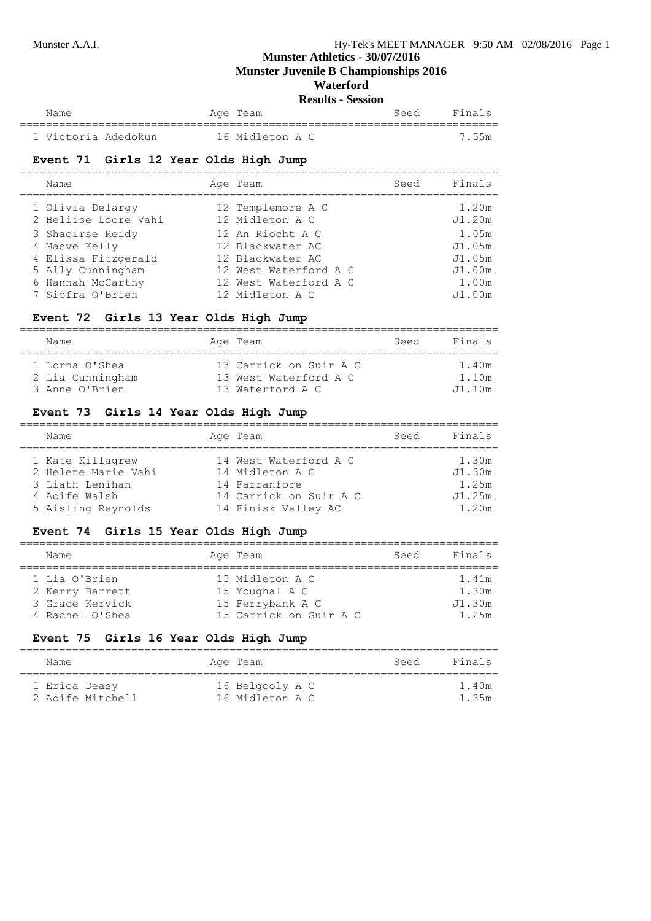| Name | Age | Team | Seed | Finals |
|---|---|---|---|---|
| 1 Victoria Adedokun | 16 | Midleton A C | | 7.55m |

### Event 71 Girls 12 Year Olds High Jump

| Name | Age | Team | Seed | Finals |
|---|---|---|---|---|
| 1 Olivia Delargy | 12 | Templemore A C | | 1.20m |
| 2 Heliise Loore Vahi | 12 | Midleton A C | | J1.20m |
| 3 Shaoirse Reidy | 12 | An Riocht A C | | 1.05m |
| 4 Maeve Kelly | 12 | Blackwater AC | | J1.05m |
| 4 Elissa Fitzgerald | 12 | Blackwater AC | | J1.05m |
| 5 Ally Cunningham | 12 | West Waterford A C | | J1.00m |
| 6 Hannah McCarthy | 12 | West Waterford A C | | 1.00m |
| 7 Siofra O'Brien | 12 | Midleton A C | | J1.00m |

### Event 72 Girls 13 Year Olds High Jump

| Name | Age | Team | Seed | Finals |
|---|---|---|---|---|
| 1 Lorna O'Shea | 13 | Carrick on Suir A C | | 1.40m |
| 2 Lia Cunningham | 13 | West Waterford A C | | 1.10m |
| 3 Anne O'Brien | 13 | Waterford A C | | J1.10m |

### Event 73 Girls 14 Year Olds High Jump

| Name | Age | Team | Seed | Finals |
|---|---|---|---|---|
| 1 Kate Killagrew | 14 | West Waterford A C | | 1.30m |
| 2 Helene Marie Vahi | 14 | Midleton A C | | J1.30m |
| 3 Liath Lenihan | 14 | Farranfore | | 1.25m |
| 4 Aoife Walsh | 14 | Carrick on Suir A C | | J1.25m |
| 5 Aisling Reynolds | 14 | Finisk Valley AC | | 1.20m |

### Event 74 Girls 15 Year Olds High Jump

| Name | Age | Team | Seed | Finals |
|---|---|---|---|---|
| 1 Lia O'Brien | 15 | Midleton A C | | 1.41m |
| 2 Kerry Barrett | 15 | Youghal A C | | 1.30m |
| 3 Grace Kervick | 15 | Ferrybank A C | | J1.30m |
| 4 Rachel O'Shea | 15 | Carrick on Suir A C | | 1.25m |

### Event 75 Girls 16 Year Olds High Jump

| Name | Age | Team | Seed | Finals |
|---|---|---|---|---|
| 1 Erica Deasy | 16 | Belgooly A C | | 1.40m |
| 2 Aoife Mitchell | 16 | Midleton A C | | 1.35m |